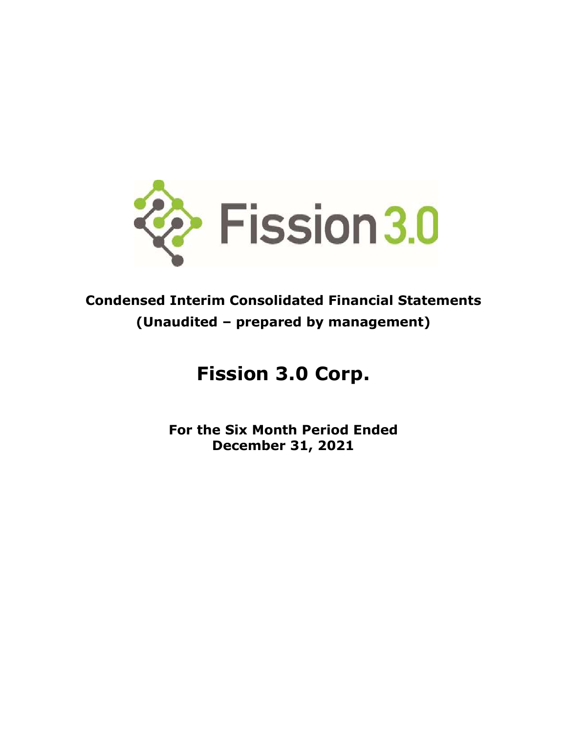# Condensed Interim Consolidated Financial Statements

**(Unaudited – prepared by management)**

# Fission 3.0 Corp.

**For the Six Month Period Ended**
**December 31, 2021**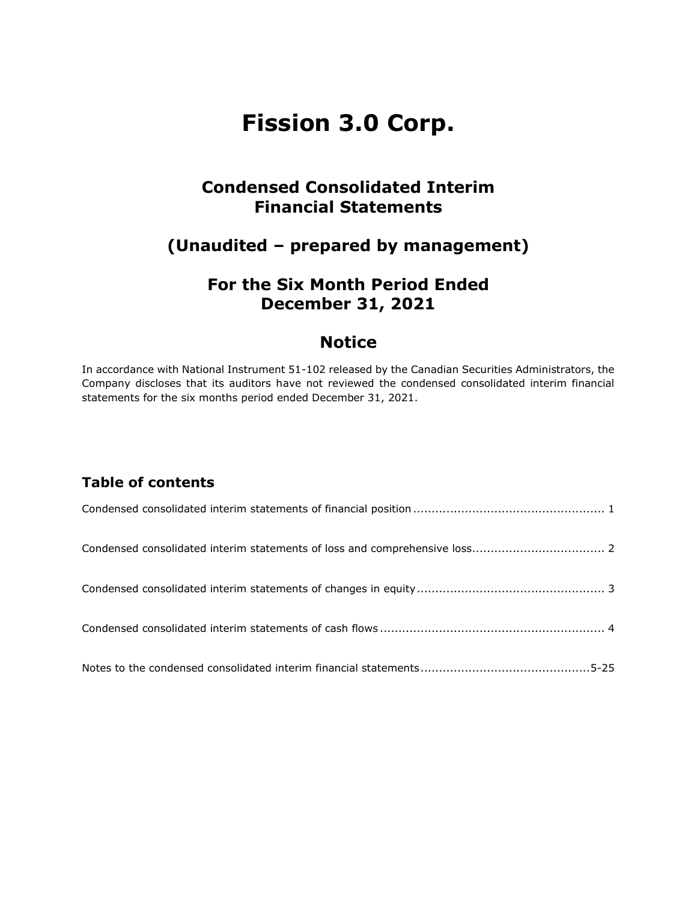# Fission 3.0 Corp.

## Condensed Consolidated Interim Financial Statements

## (Unaudited – prepared by management)

## For the Six Month Period Ended December 31, 2021

## Notice

In accordance with National Instrument 51-102 released by the Canadian Securities Administrators, the Company discloses that its auditors have not reviewed the condensed consolidated interim financial statements for the six months period ended December 31, 2021.

### Table of contents

Condensed consolidated interim statements of financial position .................................................. 1

Condensed consolidated interim statements of loss and comprehensive loss.................................. 2

Condensed consolidated interim statements of changes in equity .................................................. 3

Condensed consolidated interim statements of cash flows ............................................................ 4

Notes to the condensed consolidated interim financial statements .............................................5-25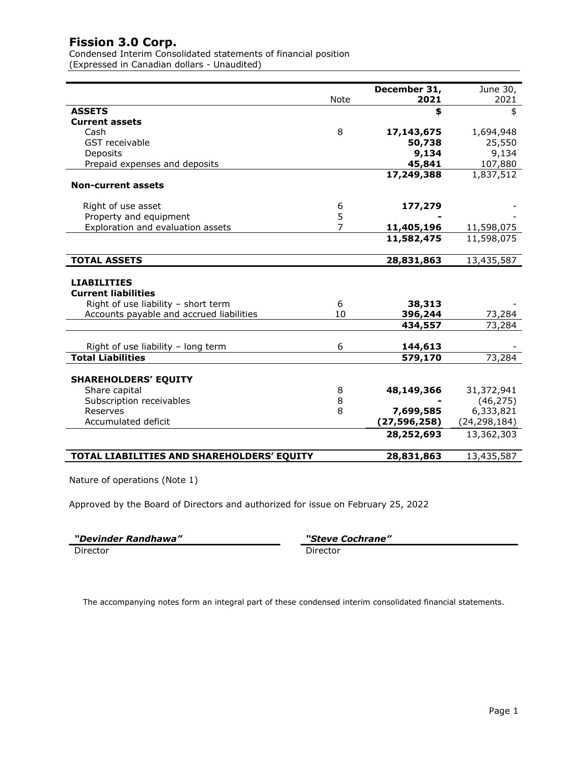# Fission 3.0 Corp.

Condensed Interim Consolidated statements of financial position
(Expressed in Canadian dollars - Unaudited)

| | Note | December 31, 2021 | June 30, 2021 |
|---|---|---|---|
| **ASSETS** | | **$** | $ |
| **Current assets** | | | |
| Cash | 8 | **17,143,675** | 1,694,948 |
| GST receivable | | **50,738** | 25,550 |
| Deposits | | **9,134** | 9,134 |
| Prepaid expenses and deposits | | **45,841** | 107,880 |
| | | **17,249,388** | 1,837,512 |
| **Non-current assets** | | | |
| Right of use asset | 6 | **177,279** | - |
| Property and equipment | 5 | **-** | - |
| Exploration and evaluation assets | 7 | **11,405,196** | 11,598,075 |
| | | **11,582,475** | 11,598,075 |
| **TOTAL ASSETS** | | **28,831,863** | 13,435,587 |
| **LIABILITIES** | | | |
| **Current liabilities** | | | |
| Right of use liability – short term | 6 | **38,313** | - |
| Accounts payable and accrued liabilities | 10 | **396,244** | 73,284 |
| | | **434,557** | 73,284 |
| Right of use liability – long term | 6 | **144,613** | - |
| **Total Liabilities** | | **579,170** | 73,284 |
| **SHAREHOLDERS' EQUITY** | | | |
| Share capital | 8 | **48,149,366** | 31,372,941 |
| Subscription receivables | 8 | **-** | (46,275) |
| Reserves | 8 | **7,699,585** | 6,333,821 |
| Accumulated deficit | | **(27,596,258)** | (24,298,184) |
| | | **28,252,693** | 13,362,303 |
| **TOTAL LIABILITIES AND SHAREHOLDERS' EQUITY** | | **28,831,863** | 13,435,587 |

Nature of operations (Note 1)

Approved by the Board of Directors and authorized for issue on February 25, 2022

| ***"Devinder Randhawa"*** | ***"Steve Cochrane"*** |
|---|---|
| Director | Director |

The accompanying notes form an integral part of these condensed interim consolidated financial statements.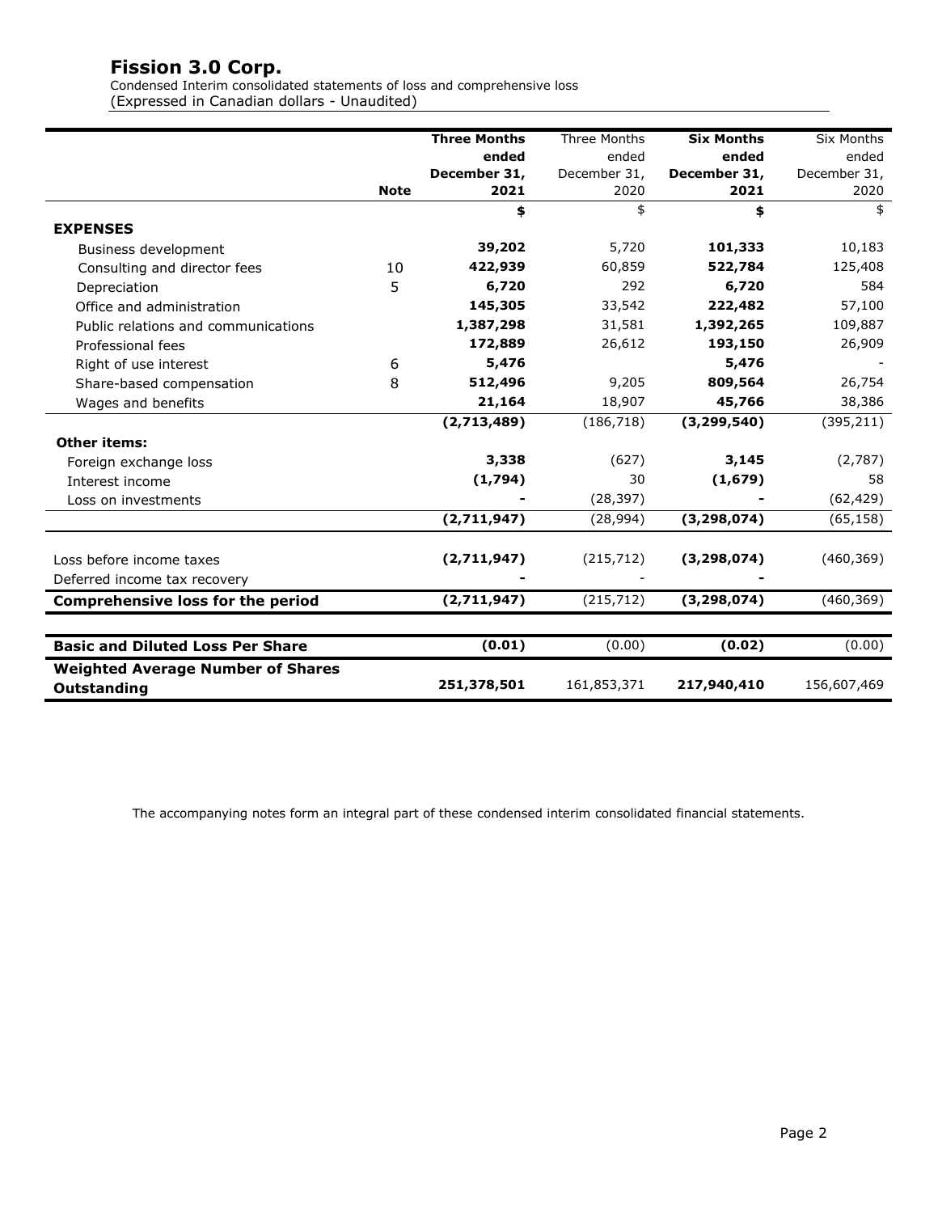# Fission 3.0 Corp.

Condensed Interim consolidated statements of loss and comprehensive loss
(Expressed in Canadian dollars - Unaudited)

| | Note | **Three Months ended December 31, 2021** | Three Months ended December 31, 2020 | **Six Months ended December 31, 2021** | Six Months ended December 31, 2020 |
|---|---|---|---|---|---|
| | | **$** | $ | **$** | $ |
| **EXPENSES** | | | | | |
| Business development | | **39,202** | 5,720 | **101,333** | 10,183 |
| Consulting and director fees | 10 | **422,939** | 60,859 | **522,784** | 125,408 |
| Depreciation | 5 | **6,720** | 292 | **6,720** | 584 |
| Office and administration | | **145,305** | 33,542 | **222,482** | 57,100 |
| Public relations and communications | | **1,387,298** | 31,581 | **1,392,265** | 109,887 |
| Professional fees | | **172,889** | 26,612 | **193,150** | 26,909 |
| Right of use interest | 6 | **5,476** | | **5,476** | - |
| Share-based compensation | 8 | **512,496** | 9,205 | **809,564** | 26,754 |
| Wages and benefits | | **21,164** | 18,907 | **45,766** | 38,386 |
| | | **(2,713,489)** | (186,718) | **(3,299,540)** | (395,211) |
| **Other items:** | | | | | |
| Foreign exchange loss | | **3,338** | (627) | **3,145** | (2,787) |
| Interest income | | **(1,794)** | 30 | **(1,679)** | 58 |
| Loss on investments | | **-** | (28,397) | **-** | (62,429) |
| | | **(2,711,947)** | (28,994) | **(3,298,074)** | (65,158) |
| Loss before income taxes | | **(2,711,947)** | (215,712) | **(3,298,074)** | (460,369) |
| Deferred income tax recovery | | **-** | - | **-** | |
| **Comprehensive loss for the period** | | **(2,711,947)** | (215,712) | **(3,298,074)** | (460,369) |
| **Basic and Diluted Loss Per Share** | | **(0.01)** | (0.00) | **(0.02)** | (0.00) |
| **Weighted Average Number of Shares Outstanding** | | **251,378,501** | 161,853,371 | **217,940,410** | 156,607,469 |

The accompanying notes form an integral part of these condensed interim consolidated financial statements.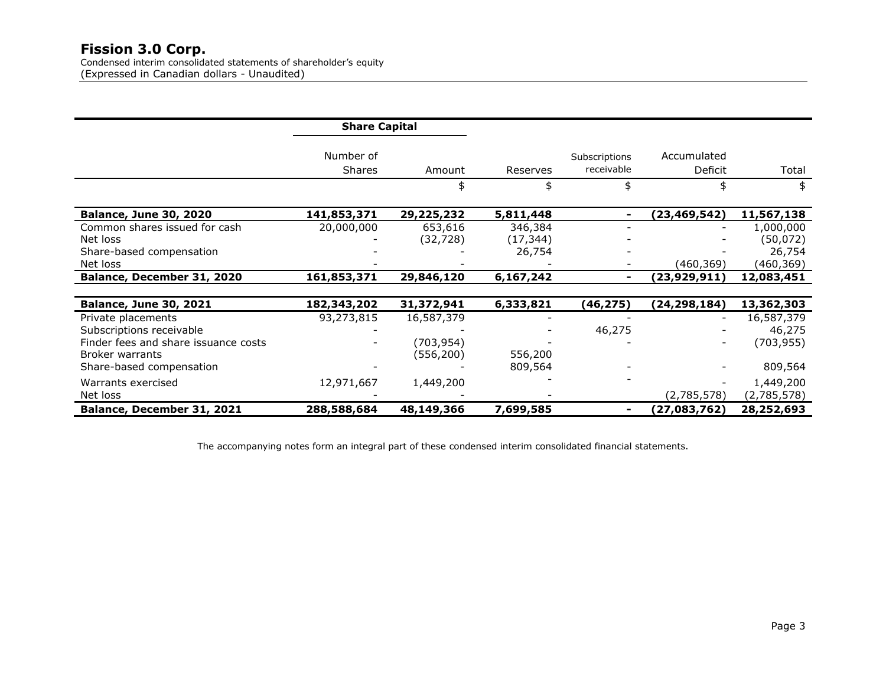# Fission 3.0 Corp.

Condensed interim consolidated statements of shareholder's equity
(Expressed in Canadian dollars - Unaudited)

| | Share Capital | | | | | |
|---|---|---|---|---|---|---|
| | Number of Shares | Amount | Reserves | Subscriptions receivable | Accumulated Deficit | Total |
| | | $ | $ | $ | $ | $ |
| **Balance, June 30, 2020** | **141,853,371** | **29,225,232** | **5,811,448** | **-** | **(23,469,542)** | **11,567,138** |
| Common shares issued for cash | 20,000,000 | 653,616 | 346,384 | - | - | 1,000,000 |
| Net loss | - | (32,728) | (17,344) | - | - | (50,072) |
| Share-based compensation | - | - | 26,754 | - | - | 26,754 |
| Net loss | - | - | - | - | (460,369) | (460,369) |
| **Balance, December 31, 2020** | **161,853,371** | **29,846,120** | **6,167,242** | **-** | **(23,929,911)** | **12,083,451** |
| | | | | | | |
| **Balance, June 30, 2021** | **182,343,202** | **31,372,941** | **6,333,821** | **(46,275)** | **(24,298,184)** | **13,362,303** |
| Private placements | 93,273,815 | 16,587,379 | - | - | - | 16,587,379 |
| Subscriptions receivable | - | - | - | 46,275 | - | 46,275 |
| Finder fees and share issuance costs | - | (703,954) | - | - | - | (703,955) |
| Broker warrants | | (556,200) | 556,200 | | | |
| Share-based compensation | - | - | 809,564 | - | - | 809,564 |
| Warrants exercised | 12,971,667 | 1,449,200 | - | - | - | 1,449,200 |
| Net loss | - | - | - | | (2,785,578) | (2,785,578) |
| **Balance, December 31, 2021** | **288,588,684** | **48,149,366** | **7,699,585** | **-** | **(27,083,762)** | **28,252,693** |

The accompanying notes form an integral part of these condensed interim consolidated financial statements.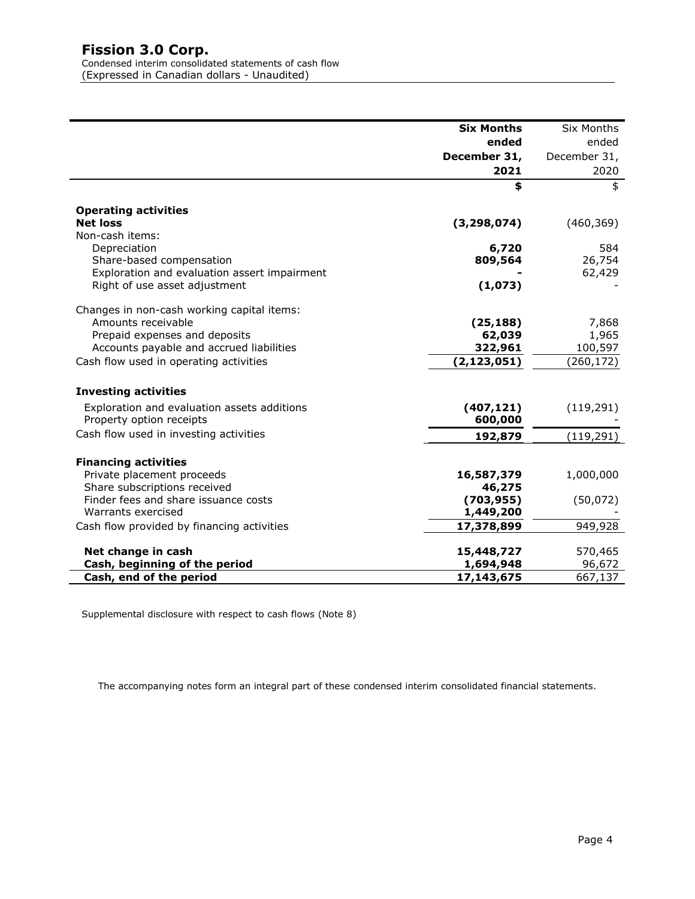# Fission 3.0 Corp.

Condensed interim consolidated statements of cash flow
(Expressed in Canadian dollars - Unaudited)

| | **Six Months ended December 31, 2021** | Six Months ended December 31, 2020 |
|---|---|---|
| | **$** | $ |
| **Operating activities** | | |
| **Net loss** | **(3,298,074)** | (460,369) |
| Non-cash items: | | |
| Depreciation | **6,720** | 584 |
| Share-based compensation | **809,564** | 26,754 |
| Exploration and evaluation assert impairment | **-** | 62,429 |
| Right of use asset adjustment | **(1,073)** | - |
| Changes in non-cash working capital items: | | |
| Amounts receivable | **(25,188)** | 7,868 |
| Prepaid expenses and deposits | **62,039** | 1,965 |
| Accounts payable and accrued liabilities | **322,961** | 100,597 |
| Cash flow used in operating activities | **(2,123,051)** | (260,172) |
| **Investing activities** | | |
| Exploration and evaluation assets additions | **(407,121)** | (119,291) |
| Property option receipts | **600,000** | - |
| Cash flow used in investing activities | **192,879** | (119,291) |
| **Financing activities** | | |
| Private placement proceeds | **16,587,379** | 1,000,000 |
| Share subscriptions received | **46,275** | |
| Finder fees and share issuance costs | **(703,955)** | (50,072) |
| Warrants exercised | **1,449,200** | - |
| Cash flow provided by financing activities | **17,378,899** | 949,928 |
| **Net change in cash** | **15,448,727** | 570,465 |
| **Cash, beginning of the period** | **1,694,948** | 96,672 |
| **Cash, end of the period** | **17,143,675** | 667,137 |

Supplemental disclosure with respect to cash flows (Note 8)

The accompanying notes form an integral part of these condensed interim consolidated financial statements.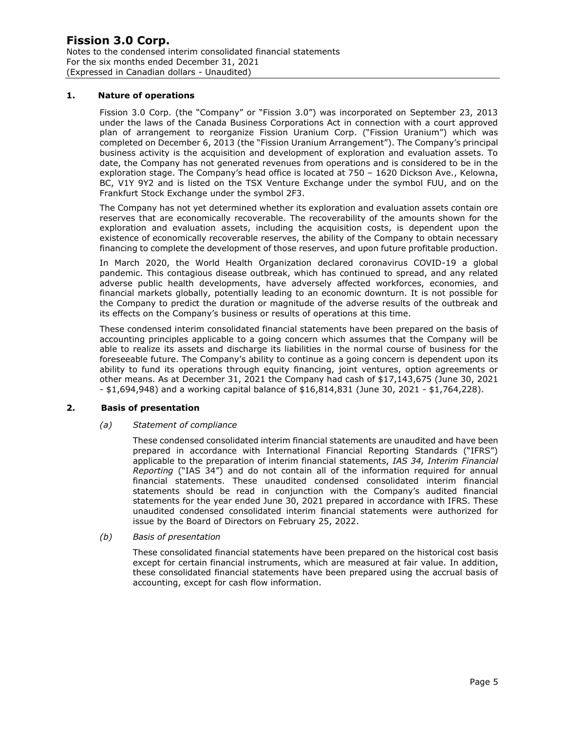## 1. Nature of operations

Fission 3.0 Corp. (the "Company" or "Fission 3.0") was incorporated on September 23, 2013 under the laws of the Canada Business Corporations Act in connection with a court approved plan of arrangement to reorganize Fission Uranium Corp. ("Fission Uranium") which was completed on December 6, 2013 (the "Fission Uranium Arrangement"). The Company's principal business activity is the acquisition and development of exploration and evaluation assets. To date, the Company has not generated revenues from operations and is considered to be in the exploration stage. The Company's head office is located at 750 – 1620 Dickson Ave., Kelowna, BC, V1Y 9Y2 and is listed on the TSX Venture Exchange under the symbol FUU, and on the Frankfurt Stock Exchange under the symbol 2F3.

The Company has not yet determined whether its exploration and evaluation assets contain ore reserves that are economically recoverable. The recoverability of the amounts shown for the exploration and evaluation assets, including the acquisition costs, is dependent upon the existence of economically recoverable reserves, the ability of the Company to obtain necessary financing to complete the development of those reserves, and upon future profitable production.

In March 2020, the World Health Organization declared coronavirus COVID-19 a global pandemic. This contagious disease outbreak, which has continued to spread, and any related adverse public health developments, have adversely affected workforces, economies, and financial markets globally, potentially leading to an economic downturn. It is not possible for the Company to predict the duration or magnitude of the adverse results of the outbreak and its effects on the Company's business or results of operations at this time.

These condensed interim consolidated financial statements have been prepared on the basis of accounting principles applicable to a going concern which assumes that the Company will be able to realize its assets and discharge its liabilities in the normal course of business for the foreseeable future. The Company's ability to continue as a going concern is dependent upon its ability to fund its operations through equity financing, joint ventures, option agreements or other means. As at December 31, 2021 the Company had cash of $17,143,675 (June 30, 2021 - $1,694,948) and a working capital balance of $16,814,831 (June 30, 2021 - $1,764,228).

## 2. Basis of presentation

*(a) Statement of compliance*

These condensed consolidated interim financial statements are unaudited and have been prepared in accordance with International Financial Reporting Standards ("IFRS") applicable to the preparation of interim financial statements, *IAS 34, Interim Financial Reporting* ("IAS 34") and do not contain all of the information required for annual financial statements. These unaudited condensed consolidated interim financial statements should be read in conjunction with the Company's audited financial statements for the year ended June 30, 2021 prepared in accordance with IFRS. These unaudited condensed consolidated interim financial statements were authorized for issue by the Board of Directors on February 25, 2022.

*(b) Basis of presentation*

These consolidated financial statements have been prepared on the historical cost basis except for certain financial instruments, which are measured at fair value. In addition, these consolidated financial statements have been prepared using the accrual basis of accounting, except for cash flow information.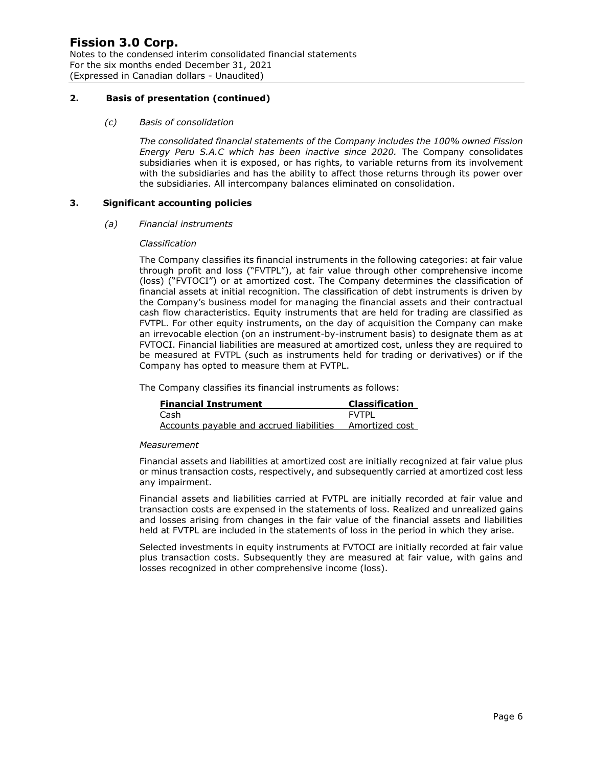## 2. Basis of presentation (continued)

*(c) Basis of consolidation*

*The consolidated financial statements of the Company includes the 100% owned Fission Energy Peru S.A.C which has been inactive since 2020.* The Company consolidates subsidiaries when it is exposed, or has rights, to variable returns from its involvement with the subsidiaries and has the ability to affect those returns through its power over the subsidiaries. All intercompany balances eliminated on consolidation.

## 3. Significant accounting policies

*(a) Financial instruments*

*Classification*

The Company classifies its financial instruments in the following categories: at fair value through profit and loss ("FVTPL"), at fair value through other comprehensive income (loss) ("FVTOCI") or at amortized cost. The Company determines the classification of financial assets at initial recognition. The classification of debt instruments is driven by the Company's business model for managing the financial assets and their contractual cash flow characteristics. Equity instruments that are held for trading are classified as FVTPL. For other equity instruments, on the day of acquisition the Company can make an irrevocable election (on an instrument-by-instrument basis) to designate them as at FVTOCI. Financial liabilities are measured at amortized cost, unless they are required to be measured at FVTPL (such as instruments held for trading or derivatives) or if the Company has opted to measure them at FVTPL.

The Company classifies its financial instruments as follows:

| Financial Instrument | Classification |
| --- | --- |
| Cash | FVTPL |
| Accounts payable and accrued liabilities | Amortized cost |

*Measurement*

Financial assets and liabilities at amortized cost are initially recognized at fair value plus or minus transaction costs, respectively, and subsequently carried at amortized cost less any impairment.

Financial assets and liabilities carried at FVTPL are initially recorded at fair value and transaction costs are expensed in the statements of loss. Realized and unrealized gains and losses arising from changes in the fair value of the financial assets and liabilities held at FVTPL are included in the statements of loss in the period in which they arise.

Selected investments in equity instruments at FVTOCI are initially recorded at fair value plus transaction costs. Subsequently they are measured at fair value, with gains and losses recognized in other comprehensive income (loss).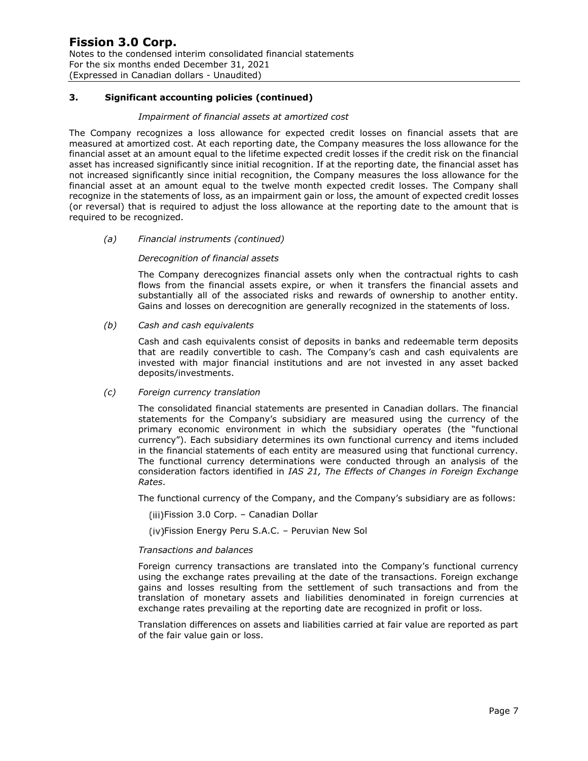### 3. Significant accounting policies (continued)

*Impairment of financial assets at amortized cost*

The Company recognizes a loss allowance for expected credit losses on financial assets that are measured at amortized cost. At each reporting date, the Company measures the loss allowance for the financial asset at an amount equal to the lifetime expected credit losses if the credit risk on the financial asset has increased significantly since initial recognition. If at the reporting date, the financial asset has not increased significantly since initial recognition, the Company measures the loss allowance for the financial asset at an amount equal to the twelve month expected credit losses. The Company shall recognize in the statements of loss, as an impairment gain or loss, the amount of expected credit losses (or reversal) that is required to adjust the loss allowance at the reporting date to the amount that is required to be recognized.

*(a) Financial instruments (continued)*

*Derecognition of financial assets*

The Company derecognizes financial assets only when the contractual rights to cash flows from the financial assets expire, or when it transfers the financial assets and substantially all of the associated risks and rewards of ownership to another entity. Gains and losses on derecognition are generally recognized in the statements of loss.

*(b) Cash and cash equivalents*

Cash and cash equivalents consist of deposits in banks and redeemable term deposits that are readily convertible to cash. The Company's cash and cash equivalents are invested with major financial institutions and are not invested in any asset backed deposits/investments.

*(c) Foreign currency translation*

The consolidated financial statements are presented in Canadian dollars. The financial statements for the Company's subsidiary are measured using the currency of the primary economic environment in which the subsidiary operates (the "functional currency"). Each subsidiary determines its own functional currency and items included in the financial statements of each entity are measured using that functional currency. The functional currency determinations were conducted through an analysis of the consideration factors identified in *IAS 21, The Effects of Changes in Foreign Exchange Rates*.

The functional currency of the Company, and the Company's subsidiary are as follows:

(iii) Fission 3.0 Corp. – Canadian Dollar

(iv) Fission Energy Peru S.A.C. – Peruvian New Sol

*Transactions and balances*

Foreign currency transactions are translated into the Company's functional currency using the exchange rates prevailing at the date of the transactions. Foreign exchange gains and losses resulting from the settlement of such transactions and from the translation of monetary assets and liabilities denominated in foreign currencies at exchange rates prevailing at the reporting date are recognized in profit or loss.

Translation differences on assets and liabilities carried at fair value are reported as part of the fair value gain or loss.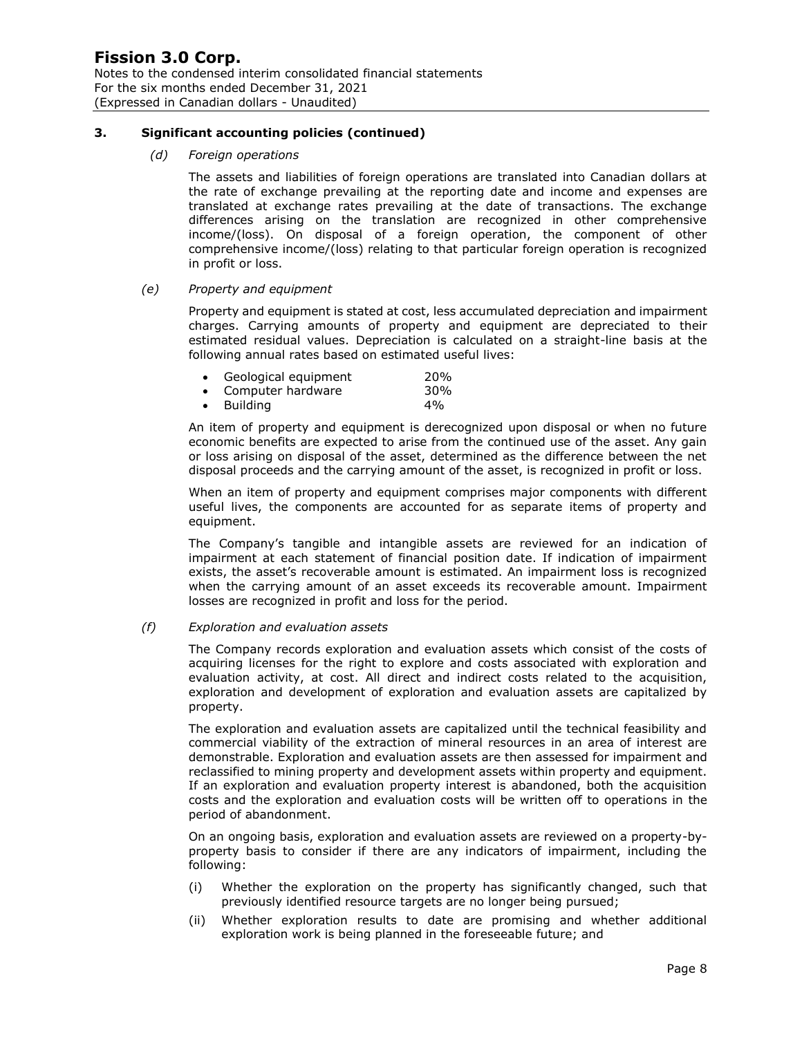## 3. Significant accounting policies (continued)

*(d) Foreign operations*

The assets and liabilities of foreign operations are translated into Canadian dollars at the rate of exchange prevailing at the reporting date and income and expenses are translated at exchange rates prevailing at the date of transactions. The exchange differences arising on the translation are recognized in other comprehensive income/(loss). On disposal of a foreign operation, the component of other comprehensive income/(loss) relating to that particular foreign operation is recognized in profit or loss.

*(e) Property and equipment*

Property and equipment is stated at cost, less accumulated depreciation and impairment charges. Carrying amounts of property and equipment are depreciated to their estimated residual values. Depreciation is calculated on a straight-line basis at the following annual rates based on estimated useful lives:

- Geological equipment 20%
- Computer hardware 30%
- Building 4%

An item of property and equipment is derecognized upon disposal or when no future economic benefits are expected to arise from the continued use of the asset. Any gain or loss arising on disposal of the asset, determined as the difference between the net disposal proceeds and the carrying amount of the asset, is recognized in profit or loss.

When an item of property and equipment comprises major components with different useful lives, the components are accounted for as separate items of property and equipment.

The Company's tangible and intangible assets are reviewed for an indication of impairment at each statement of financial position date. If indication of impairment exists, the asset's recoverable amount is estimated. An impairment loss is recognized when the carrying amount of an asset exceeds its recoverable amount. Impairment losses are recognized in profit and loss for the period.

*(f) Exploration and evaluation assets*

The Company records exploration and evaluation assets which consist of the costs of acquiring licenses for the right to explore and costs associated with exploration and evaluation activity, at cost. All direct and indirect costs related to the acquisition, exploration and development of exploration and evaluation assets are capitalized by property.

The exploration and evaluation assets are capitalized until the technical feasibility and commercial viability of the extraction of mineral resources in an area of interest are demonstrable. Exploration and evaluation assets are then assessed for impairment and reclassified to mining property and development assets within property and equipment. If an exploration and evaluation property interest is abandoned, both the acquisition costs and the exploration and evaluation costs will be written off to operations in the period of abandonment.

On an ongoing basis, exploration and evaluation assets are reviewed on a property-by-property basis to consider if there are any indicators of impairment, including the following:

(i) Whether the exploration on the property has significantly changed, such that previously identified resource targets are no longer being pursued;

(ii) Whether exploration results to date are promising and whether additional exploration work is being planned in the foreseeable future; and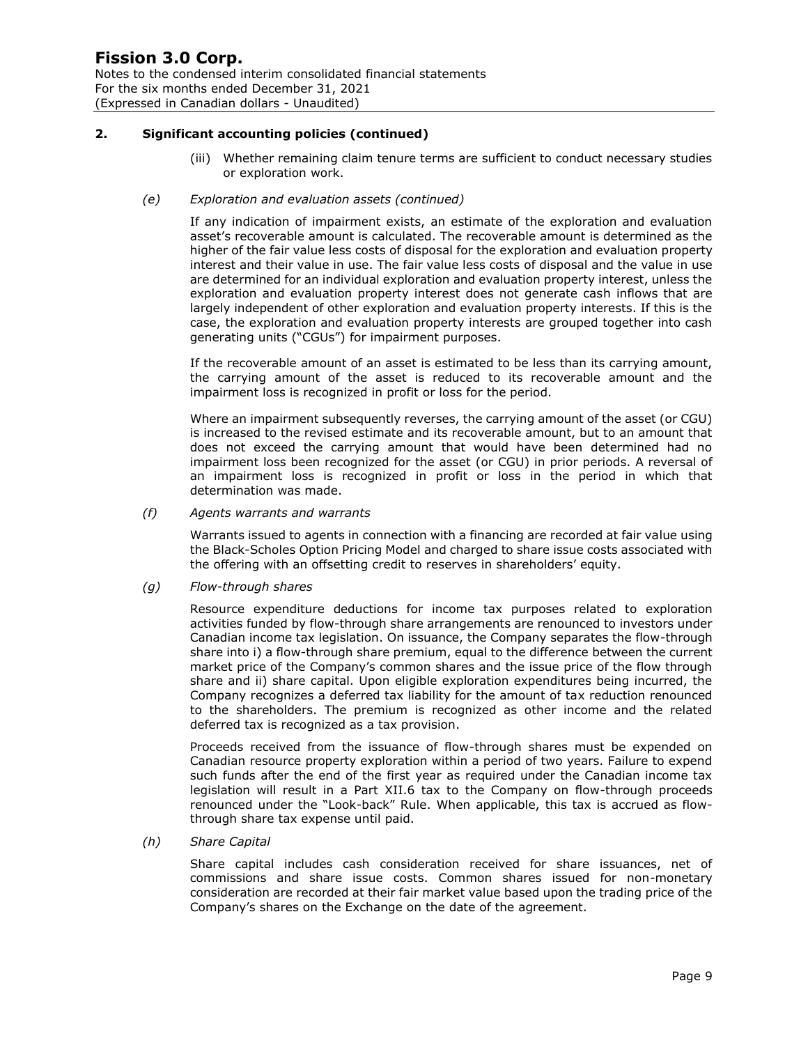## 2. Significant accounting policies (continued)

(iii) Whether remaining claim tenure terms are sufficient to conduct necessary studies or exploration work.

*(e) Exploration and evaluation assets (continued)*

If any indication of impairment exists, an estimate of the exploration and evaluation asset's recoverable amount is calculated. The recoverable amount is determined as the higher of the fair value less costs of disposal for the exploration and evaluation property interest and their value in use. The fair value less costs of disposal and the value in use are determined for an individual exploration and evaluation property interest, unless the exploration and evaluation property interest does not generate cash inflows that are largely independent of other exploration and evaluation property interests. If this is the case, the exploration and evaluation property interests are grouped together into cash generating units ("CGUs") for impairment purposes.

If the recoverable amount of an asset is estimated to be less than its carrying amount, the carrying amount of the asset is reduced to its recoverable amount and the impairment loss is recognized in profit or loss for the period.

Where an impairment subsequently reverses, the carrying amount of the asset (or CGU) is increased to the revised estimate and its recoverable amount, but to an amount that does not exceed the carrying amount that would have been determined had no impairment loss been recognized for the asset (or CGU) in prior periods. A reversal of an impairment loss is recognized in profit or loss in the period in which that determination was made.

*(f) Agents warrants and warrants*

Warrants issued to agents in connection with a financing are recorded at fair value using the Black-Scholes Option Pricing Model and charged to share issue costs associated with the offering with an offsetting credit to reserves in shareholders' equity.

*(g) Flow-through shares*

Resource expenditure deductions for income tax purposes related to exploration activities funded by flow-through share arrangements are renounced to investors under Canadian income tax legislation. On issuance, the Company separates the flow-through share into i) a flow-through share premium, equal to the difference between the current market price of the Company's common shares and the issue price of the flow through share and ii) share capital. Upon eligible exploration expenditures being incurred, the Company recognizes a deferred tax liability for the amount of tax reduction renounced to the shareholders. The premium is recognized as other income and the related deferred tax is recognized as a tax provision.

Proceeds received from the issuance of flow-through shares must be expended on Canadian resource property exploration within a period of two years. Failure to expend such funds after the end of the first year as required under the Canadian income tax legislation will result in a Part XII.6 tax to the Company on flow-through proceeds renounced under the "Look-back" Rule. When applicable, this tax is accrued as flow-through share tax expense until paid.

*(h) Share Capital*

Share capital includes cash consideration received for share issuances, net of commissions and share issue costs. Common shares issued for non-monetary consideration are recorded at their fair market value based upon the trading price of the Company's shares on the Exchange on the date of the agreement.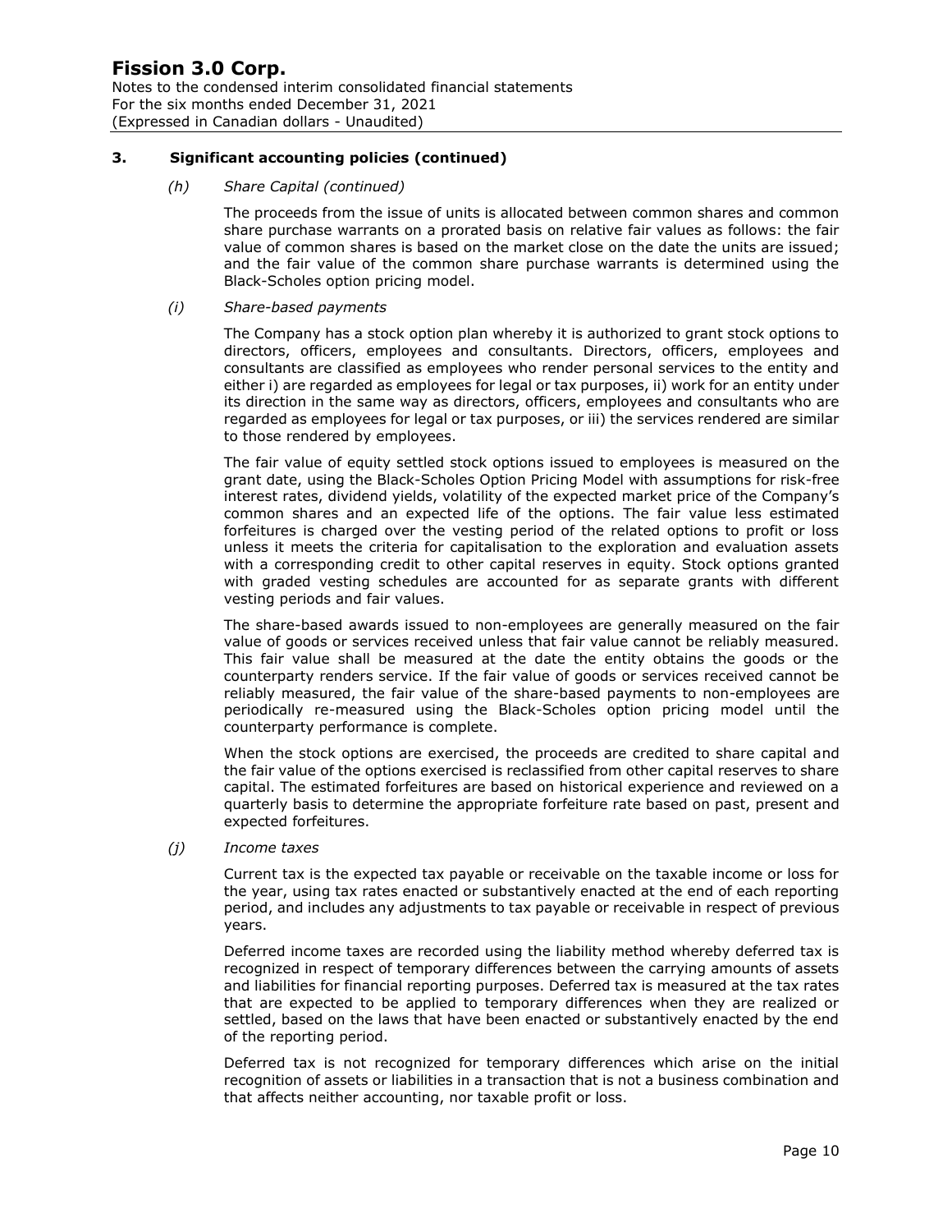## 3. Significant accounting policies (continued)

### *(h) Share Capital (continued)*

The proceeds from the issue of units is allocated between common shares and common share purchase warrants on a prorated basis on relative fair values as follows: the fair value of common shares is based on the market close on the date the units are issued; and the fair value of the common share purchase warrants is determined using the Black-Scholes option pricing model.

### *(i) Share-based payments*

The Company has a stock option plan whereby it is authorized to grant stock options to directors, officers, employees and consultants. Directors, officers, employees and consultants are classified as employees who render personal services to the entity and either i) are regarded as employees for legal or tax purposes, ii) work for an entity under its direction in the same way as directors, officers, employees and consultants who are regarded as employees for legal or tax purposes, or iii) the services rendered are similar to those rendered by employees.

The fair value of equity settled stock options issued to employees is measured on the grant date, using the Black-Scholes Option Pricing Model with assumptions for risk-free interest rates, dividend yields, volatility of the expected market price of the Company's common shares and an expected life of the options. The fair value less estimated forfeitures is charged over the vesting period of the related options to profit or loss unless it meets the criteria for capitalisation to the exploration and evaluation assets with a corresponding credit to other capital reserves in equity. Stock options granted with graded vesting schedules are accounted for as separate grants with different vesting periods and fair values.

The share-based awards issued to non-employees are generally measured on the fair value of goods or services received unless that fair value cannot be reliably measured. This fair value shall be measured at the date the entity obtains the goods or the counterparty renders service. If the fair value of goods or services received cannot be reliably measured, the fair value of the share-based payments to non-employees are periodically re-measured using the Black-Scholes option pricing model until the counterparty performance is complete.

When the stock options are exercised, the proceeds are credited to share capital and the fair value of the options exercised is reclassified from other capital reserves to share capital. The estimated forfeitures are based on historical experience and reviewed on a quarterly basis to determine the appropriate forfeiture rate based on past, present and expected forfeitures.

### *(j) Income taxes*

Current tax is the expected tax payable or receivable on the taxable income or loss for the year, using tax rates enacted or substantively enacted at the end of each reporting period, and includes any adjustments to tax payable or receivable in respect of previous years.

Deferred income taxes are recorded using the liability method whereby deferred tax is recognized in respect of temporary differences between the carrying amounts of assets and liabilities for financial reporting purposes. Deferred tax is measured at the tax rates that are expected to be applied to temporary differences when they are realized or settled, based on the laws that have been enacted or substantively enacted by the end of the reporting period.

Deferred tax is not recognized for temporary differences which arise on the initial recognition of assets or liabilities in a transaction that is not a business combination and that affects neither accounting, nor taxable profit or loss.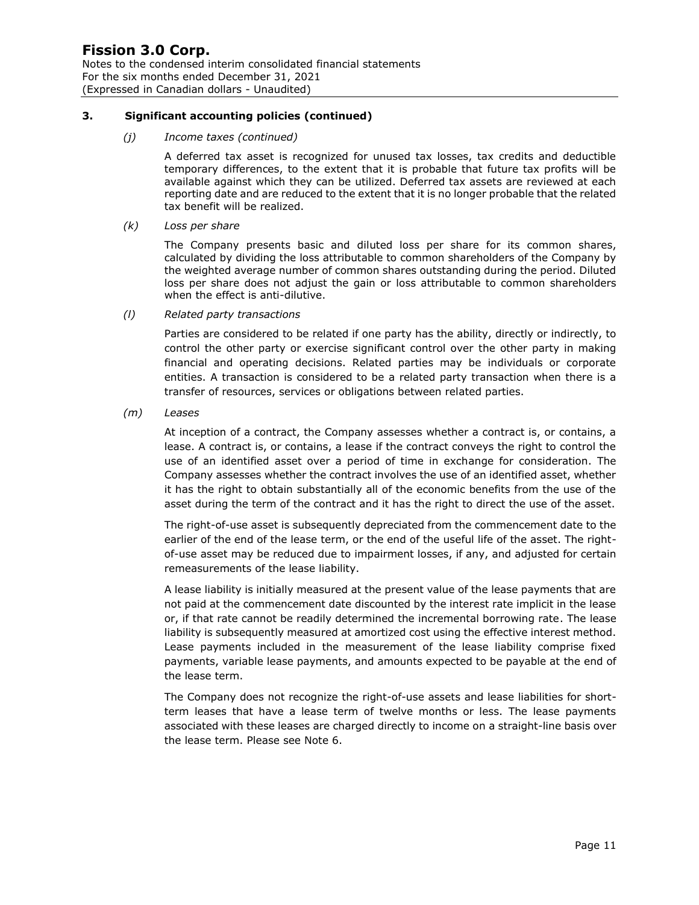## 3. Significant accounting policies (continued)

*(j) Income taxes (continued)*

A deferred tax asset is recognized for unused tax losses, tax credits and deductible temporary differences, to the extent that it is probable that future tax profits will be available against which they can be utilized. Deferred tax assets are reviewed at each reporting date and are reduced to the extent that it is no longer probable that the related tax benefit will be realized.

*(k) Loss per share*

The Company presents basic and diluted loss per share for its common shares, calculated by dividing the loss attributable to common shareholders of the Company by the weighted average number of common shares outstanding during the period. Diluted loss per share does not adjust the gain or loss attributable to common shareholders when the effect is anti-dilutive.

*(l) Related party transactions*

Parties are considered to be related if one party has the ability, directly or indirectly, to control the other party or exercise significant control over the other party in making financial and operating decisions. Related parties may be individuals or corporate entities. A transaction is considered to be a related party transaction when there is a transfer of resources, services or obligations between related parties.

*(m) Leases*

At inception of a contract, the Company assesses whether a contract is, or contains, a lease. A contract is, or contains, a lease if the contract conveys the right to control the use of an identified asset over a period of time in exchange for consideration. The Company assesses whether the contract involves the use of an identified asset, whether it has the right to obtain substantially all of the economic benefits from the use of the asset during the term of the contract and it has the right to direct the use of the asset.

The right-of-use asset is subsequently depreciated from the commencement date to the earlier of the end of the lease term, or the end of the useful life of the asset. The right-of-use asset may be reduced due to impairment losses, if any, and adjusted for certain remeasurements of the lease liability.

A lease liability is initially measured at the present value of the lease payments that are not paid at the commencement date discounted by the interest rate implicit in the lease or, if that rate cannot be readily determined the incremental borrowing rate. The lease liability is subsequently measured at amortized cost using the effective interest method. Lease payments included in the measurement of the lease liability comprise fixed payments, variable lease payments, and amounts expected to be payable at the end of the lease term.

The Company does not recognize the right-of-use assets and lease liabilities for short-term leases that have a lease term of twelve months or less. The lease payments associated with these leases are charged directly to income on a straight-line basis over the lease term. Please see Note 6.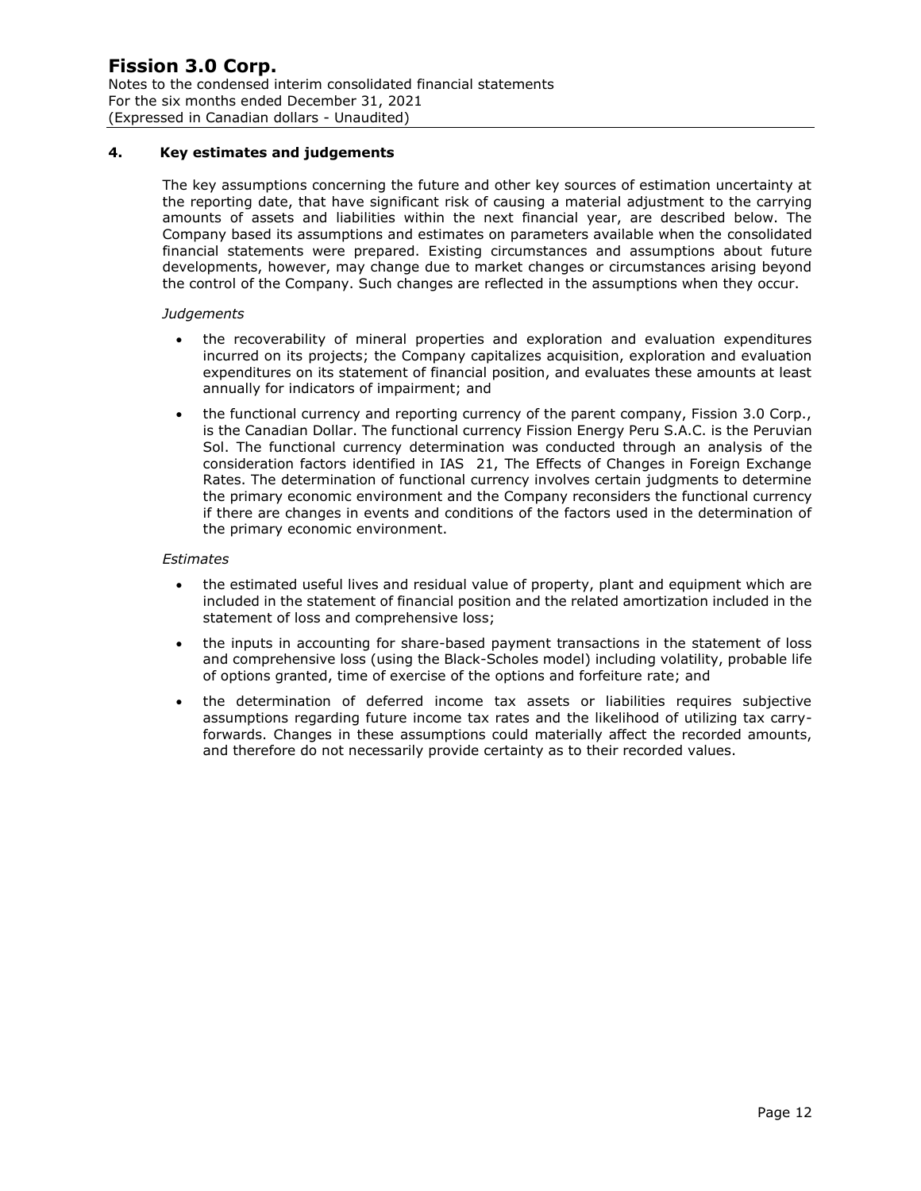## 4. Key estimates and judgements

The key assumptions concerning the future and other key sources of estimation uncertainty at the reporting date, that have significant risk of causing a material adjustment to the carrying amounts of assets and liabilities within the next financial year, are described below. The Company based its assumptions and estimates on parameters available when the consolidated financial statements were prepared. Existing circumstances and assumptions about future developments, however, may change due to market changes or circumstances arising beyond the control of the Company. Such changes are reflected in the assumptions when they occur.

*Judgements*

- the recoverability of mineral properties and exploration and evaluation expenditures incurred on its projects; the Company capitalizes acquisition, exploration and evaluation expenditures on its statement of financial position, and evaluates these amounts at least annually for indicators of impairment; and
- the functional currency and reporting currency of the parent company, Fission 3.0 Corp., is the Canadian Dollar. The functional currency Fission Energy Peru S.A.C. is the Peruvian Sol. The functional currency determination was conducted through an analysis of the consideration factors identified in IAS 21, The Effects of Changes in Foreign Exchange Rates. The determination of functional currency involves certain judgments to determine the primary economic environment and the Company reconsiders the functional currency if there are changes in events and conditions of the factors used in the determination of the primary economic environment.

*Estimates*

- the estimated useful lives and residual value of property, plant and equipment which are included in the statement of financial position and the related amortization included in the statement of loss and comprehensive loss;
- the inputs in accounting for share-based payment transactions in the statement of loss and comprehensive loss (using the Black-Scholes model) including volatility, probable life of options granted, time of exercise of the options and forfeiture rate; and
- the determination of deferred income tax assets or liabilities requires subjective assumptions regarding future income tax rates and the likelihood of utilizing tax carry-forwards. Changes in these assumptions could materially affect the recorded amounts, and therefore do not necessarily provide certainty as to their recorded values.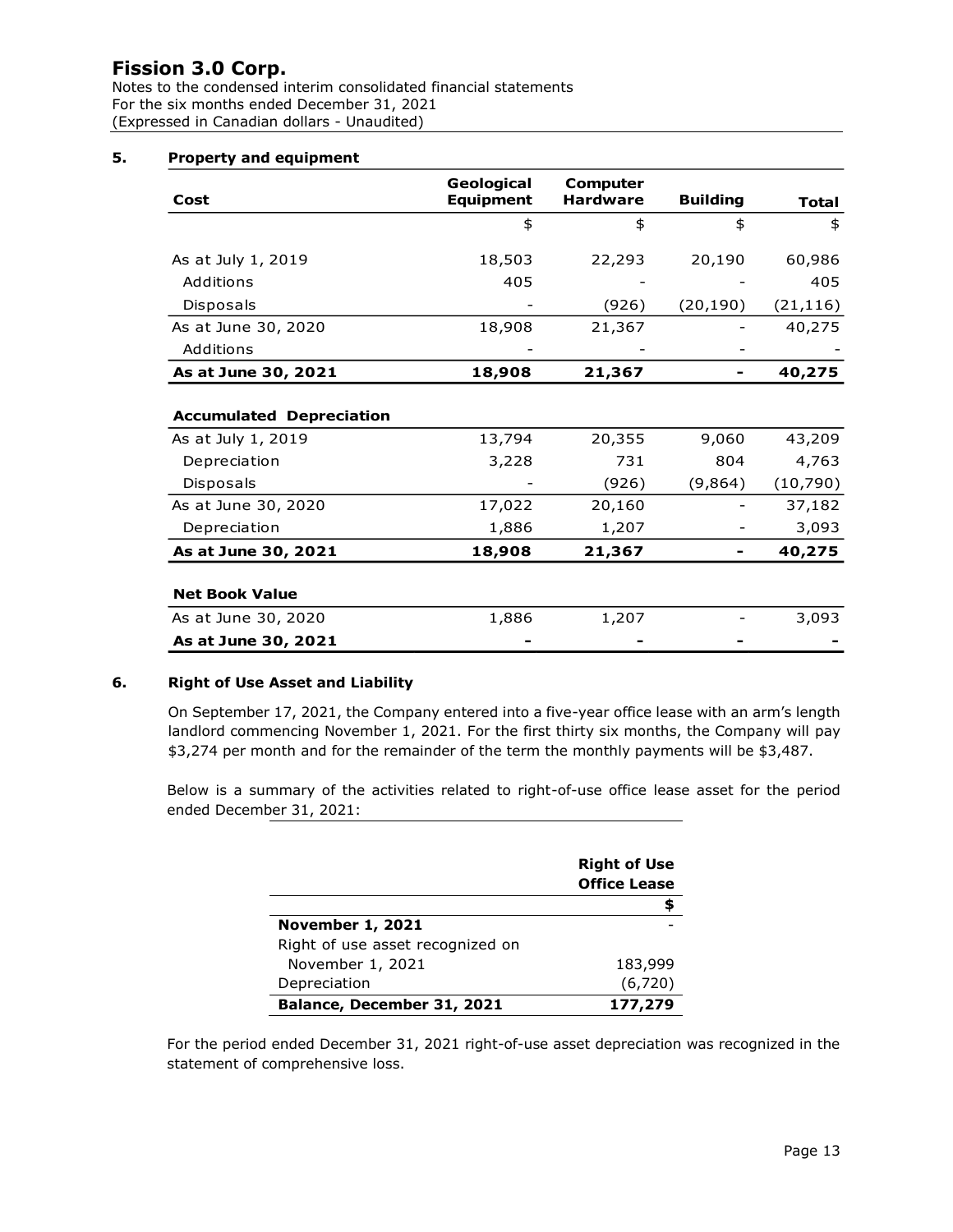# Fission 3.0 Corp.

Notes to the condensed interim consolidated financial statements
For the six months ended December 31, 2021
(Expressed in Canadian dollars - Unaudited)

## 5. Property and equipment

| Cost | Geological Equipment | Computer Hardware | Building | Total |
|---|---|---|---|---|
| | $ | $ | $ | $ |
| As at July 1, 2019 | 18,503 | 22,293 | 20,190 | 60,986 |
| Additions | 405 | - | - | 405 |
| Disposals | - | (926) | (20,190) | (21,116) |
| As at June 30, 2020 | 18,908 | 21,367 | - | 40,275 |
| Additions | - | - | - | - |
| **As at June 30, 2021** | **18,908** | **21,367** | **-** | **40,275** |
| **Accumulated Depreciation** | | | | |
| As at July 1, 2019 | 13,794 | 20,355 | 9,060 | 43,209 |
| Depreciation | 3,228 | 731 | 804 | 4,763 |
| Disposals | - | (926) | (9,864) | (10,790) |
| As at June 30, 2020 | 17,022 | 20,160 | - | 37,182 |
| Depreciation | 1,886 | 1,207 | - | 3,093 |
| **As at June 30, 2021** | **18,908** | **21,367** | **-** | **40,275** |
| **Net Book Value** | | | | |
| As at June 30, 2020 | 1,886 | 1,207 | - | 3,093 |
| **As at June 30, 2021** | **-** | **-** | **-** | **-** |

## 6. Right of Use Asset and Liability

On September 17, 2021, the Company entered into a five-year office lease with an arm's length landlord commencing November 1, 2021. For the first thirty six months, the Company will pay $3,274 per month and for the remainder of the term the monthly payments will be $3,487.

Below is a summary of the activities related to right-of-use office lease asset for the period ended December 31, 2021:

| | Right of Use Office Lease |
|---|---|
| | **$** |
| **November 1, 2021** | - |
| Right of use asset recognized on November 1, 2021 | 183,999 |
| Depreciation | (6,720) |
| **Balance, December 31, 2021** | **177,279** |

For the period ended December 31, 2021 right-of-use asset depreciation was recognized in the statement of comprehensive loss.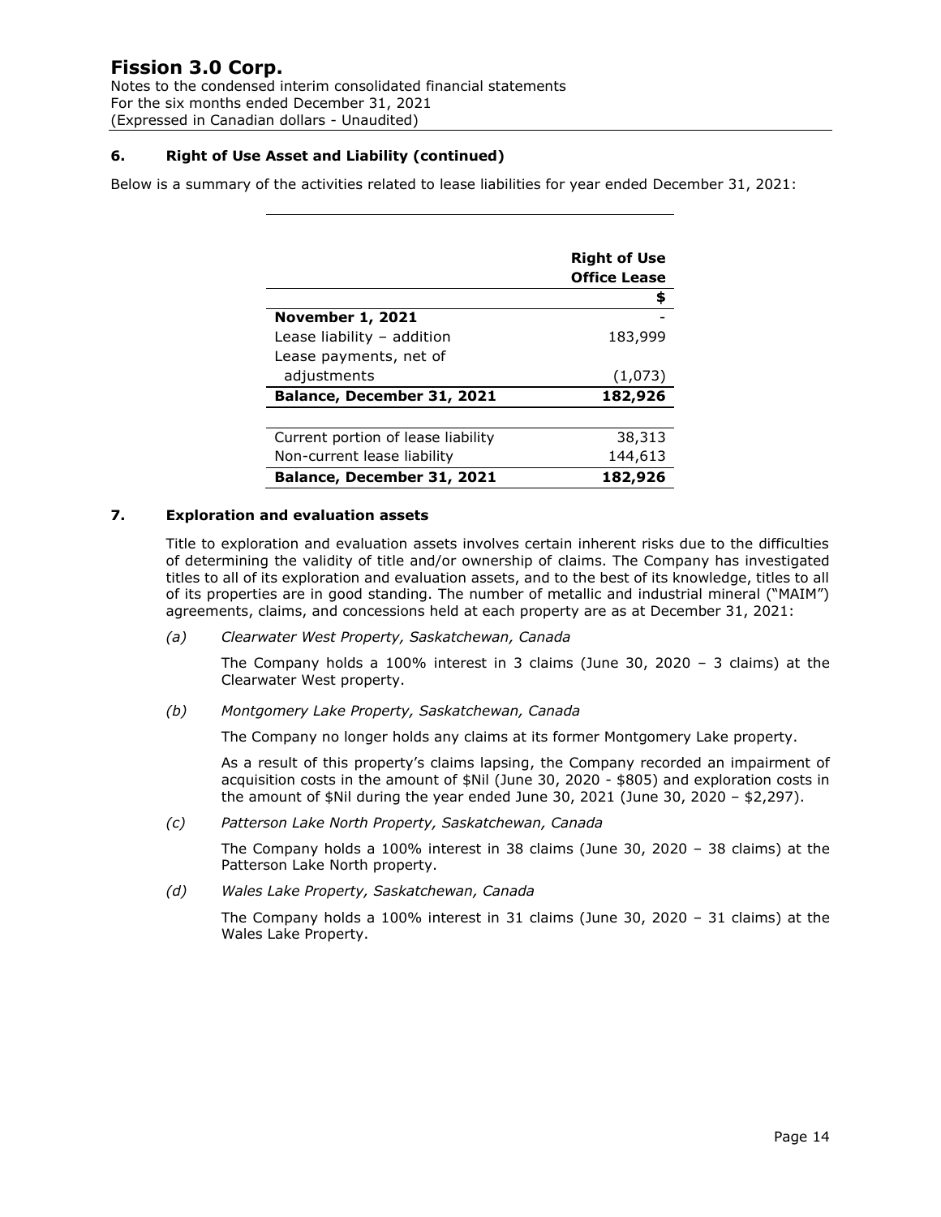**Fission 3.0 Corp.**
Notes to the condensed interim consolidated financial statements
For the six months ended December 31, 2021
(Expressed in Canadian dollars - Unaudited)

## 6. Right of Use Asset and Liability (continued)

Below is a summary of the activities related to lease liabilities for year ended December 31, 2021:

| | Right of Use Office Lease |
|---|---|
| | $ |
| **November 1, 2021** | - |
| Lease liability – addition | 183,999 |
| Lease payments, net of adjustments | (1,073) |
| **Balance, December 31, 2021** | **182,926** |
| | |
| Current portion of lease liability | 38,313 |
| Non-current lease liability | 144,613 |
| **Balance, December 31, 2021** | **182,926** |

## 7. Exploration and evaluation assets

Title to exploration and evaluation assets involves certain inherent risks due to the difficulties of determining the validity of title and/or ownership of claims. The Company has investigated titles to all of its exploration and evaluation assets, and to the best of its knowledge, titles to all of its properties are in good standing. The number of metallic and industrial mineral ("MAIM") agreements, claims, and concessions held at each property are as at December 31, 2021:

*(a) Clearwater West Property, Saskatchewan, Canada*

The Company holds a 100% interest in 3 claims (June 30, 2020 – 3 claims) at the Clearwater West property.

*(b) Montgomery Lake Property, Saskatchewan, Canada*

The Company no longer holds any claims at its former Montgomery Lake property.

As a result of this property's claims lapsing, the Company recorded an impairment of acquisition costs in the amount of $Nil (June 30, 2020 - $805) and exploration costs in the amount of $Nil during the year ended June 30, 2021 (June 30, 2020 – $2,297).

*(c) Patterson Lake North Property, Saskatchewan, Canada*

The Company holds a 100% interest in 38 claims (June 30, 2020 – 38 claims) at the Patterson Lake North property.

*(d) Wales Lake Property, Saskatchewan, Canada*

The Company holds a 100% interest in 31 claims (June 30, 2020 – 31 claims) at the Wales Lake Property.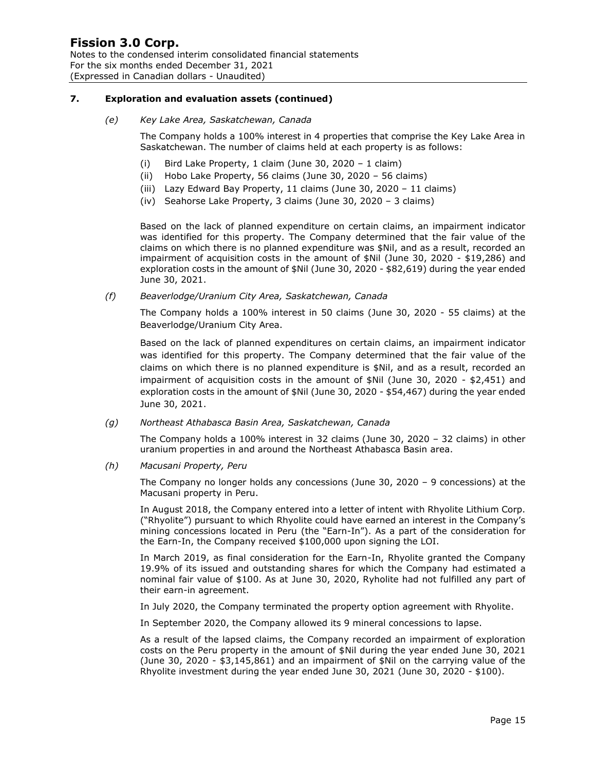## 7. Exploration and evaluation assets (continued)

*(e) Key Lake Area, Saskatchewan, Canada*

The Company holds a 100% interest in 4 properties that comprise the Key Lake Area in Saskatchewan. The number of claims held at each property is as follows:

(i) Bird Lake Property, 1 claim (June 30, 2020 – 1 claim)
(ii) Hobo Lake Property, 56 claims (June 30, 2020 – 56 claims)
(iii) Lazy Edward Bay Property, 11 claims (June 30, 2020 – 11 claims)
(iv) Seahorse Lake Property, 3 claims (June 30, 2020 – 3 claims)

Based on the lack of planned expenditure on certain claims, an impairment indicator was identified for this property. The Company determined that the fair value of the claims on which there is no planned expenditure was $Nil, and as a result, recorded an impairment of acquisition costs in the amount of $Nil (June 30, 2020 - $19,286) and exploration costs in the amount of $Nil (June 30, 2020 - $82,619) during the year ended June 30, 2021.

*(f) Beaverlodge/Uranium City Area, Saskatchewan, Canada*

The Company holds a 100% interest in 50 claims (June 30, 2020 - 55 claims) at the Beaverlodge/Uranium City Area.

Based on the lack of planned expenditures on certain claims, an impairment indicator was identified for this property. The Company determined that the fair value of the claims on which there is no planned expenditure is $Nil, and as a result, recorded an impairment of acquisition costs in the amount of $Nil (June 30, 2020 - $2,451) and exploration costs in the amount of $Nil (June 30, 2020 - $54,467) during the year ended June 30, 2021.

*(g) Northeast Athabasca Basin Area, Saskatchewan, Canada*

The Company holds a 100% interest in 32 claims (June 30, 2020 – 32 claims) in other uranium properties in and around the Northeast Athabasca Basin area.

*(h) Macusani Property, Peru*

The Company no longer holds any concessions (June 30, 2020 – 9 concessions) at the Macusani property in Peru.

In August 2018, the Company entered into a letter of intent with Rhyolite Lithium Corp. ("Rhyolite") pursuant to which Rhyolite could have earned an interest in the Company's mining concessions located in Peru (the "Earn-In"). As a part of the consideration for the Earn-In, the Company received $100,000 upon signing the LOI.

In March 2019, as final consideration for the Earn-In, Rhyolite granted the Company 19.9% of its issued and outstanding shares for which the Company had estimated a nominal fair value of $100. As at June 30, 2020, Ryholite had not fulfilled any part of their earn-in agreement.

In July 2020, the Company terminated the property option agreement with Rhyolite.

In September 2020, the Company allowed its 9 mineral concessions to lapse.

As a result of the lapsed claims, the Company recorded an impairment of exploration costs on the Peru property in the amount of $Nil during the year ended June 30, 2021 (June 30, 2020 - $3,145,861) and an impairment of $Nil on the carrying value of the Rhyolite investment during the year ended June 30, 2021 (June 30, 2020 - $100).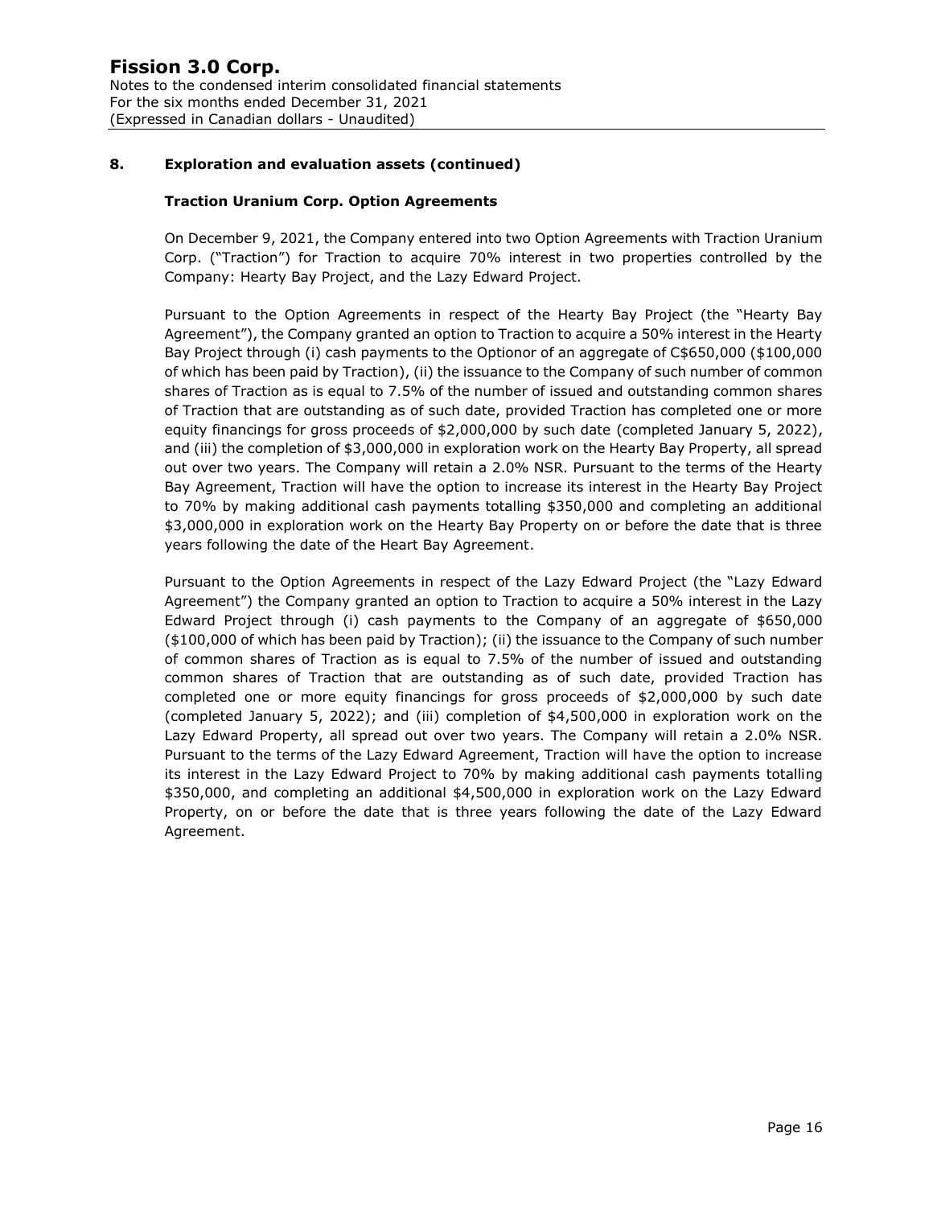## 8. Exploration and evaluation assets (continued)

### Traction Uranium Corp. Option Agreements

On December 9, 2021, the Company entered into two Option Agreements with Traction Uranium Corp. ("Traction") for Traction to acquire 70% interest in two properties controlled by the Company: Hearty Bay Project, and the Lazy Edward Project.

Pursuant to the Option Agreements in respect of the Hearty Bay Project (the "Hearty Bay Agreement"), the Company granted an option to Traction to acquire a 50% interest in the Hearty Bay Project through (i) cash payments to the Optionor of an aggregate of C$650,000 ($100,000 of which has been paid by Traction), (ii) the issuance to the Company of such number of common shares of Traction as is equal to 7.5% of the number of issued and outstanding common shares of Traction that are outstanding as of such date, provided Traction has completed one or more equity financings for gross proceeds of $2,000,000 by such date (completed January 5, 2022), and (iii) the completion of $3,000,000 in exploration work on the Hearty Bay Property, all spread out over two years. The Company will retain a 2.0% NSR. Pursuant to the terms of the Hearty Bay Agreement, Traction will have the option to increase its interest in the Hearty Bay Project to 70% by making additional cash payments totalling $350,000 and completing an additional $3,000,000 in exploration work on the Hearty Bay Property on or before the date that is three years following the date of the Heart Bay Agreement.

Pursuant to the Option Agreements in respect of the Lazy Edward Project (the "Lazy Edward Agreement") the Company granted an option to Traction to acquire a 50% interest in the Lazy Edward Project through (i) cash payments to the Company of an aggregate of $650,000 ($100,000 of which has been paid by Traction); (ii) the issuance to the Company of such number of common shares of Traction as is equal to 7.5% of the number of issued and outstanding common shares of Traction that are outstanding as of such date, provided Traction has completed one or more equity financings for gross proceeds of $2,000,000 by such date (completed January 5, 2022); and (iii) completion of $4,500,000 in exploration work on the Lazy Edward Property, all spread out over two years. The Company will retain a 2.0% NSR. Pursuant to the terms of the Lazy Edward Agreement, Traction will have the option to increase its interest in the Lazy Edward Project to 70% by making additional cash payments totalling $350,000, and completing an additional $4,500,000 in exploration work on the Lazy Edward Property, on or before the date that is three years following the date of the Lazy Edward Agreement.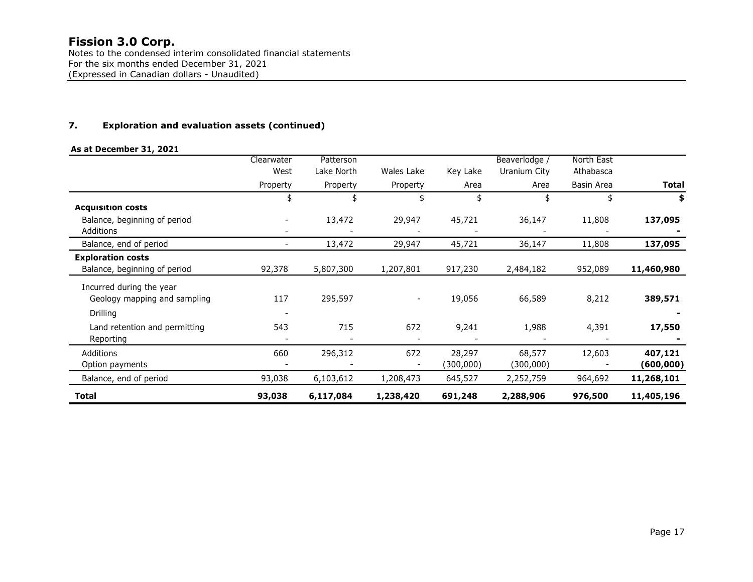### 7. Exploration and evaluation assets (continued)

**As at December 31, 2021**

| | Clearwater West Property | Patterson Lake North Property | Wales Lake Property | Key Lake Area | Beaverlodge / Uranium City Area | North East Athabasca Basin Area | **Total** |
|---|---|---|---|---|---|---|---|
| | $ | $ | $ | $ | $ | $ | **$** |
| **Acquisition costs** | | | | | | | |
| Balance, beginning of period | - | 13,472 | 29,947 | 45,721 | 36,147 | 11,808 | **137,095** |
| Additions | - | - | - | - | - | - | **-** |
| Balance, end of period | - | 13,472 | 29,947 | 45,721 | 36,147 | 11,808 | **137,095** |
| **Exploration costs** | | | | | | | |
| Balance, beginning of period | 92,378 | 5,807,300 | 1,207,801 | 917,230 | 2,484,182 | 952,089 | **11,460,980** |
| Incurred during the year | | | | | | | |
| Geology mapping and sampling | 117 | 295,597 | - | 19,056 | 66,589 | 8,212 | **389,571** |
| Drilling | - | | | | | | **-** |
| Land retention and permitting | 543 | 715 | 672 | 9,241 | 1,988 | 4,391 | **17,550** |
| Reporting | - | - | - | - | - | - | **-** |
| Additions | 660 | 296,312 | 672 | 28,297 | 68,577 | 12,603 | **407,121** |
| Option payments | - | - | - | (300,000) | (300,000) | - | **(600,000)** |
| Balance, end of period | 93,038 | 6,103,612 | 1,208,473 | 645,527 | 2,252,759 | 964,692 | **11,268,101** |
| **Total** | **93,038** | **6,117,084** | **1,238,420** | **691,248** | **2,288,906** | **976,500** | **11,405,196** |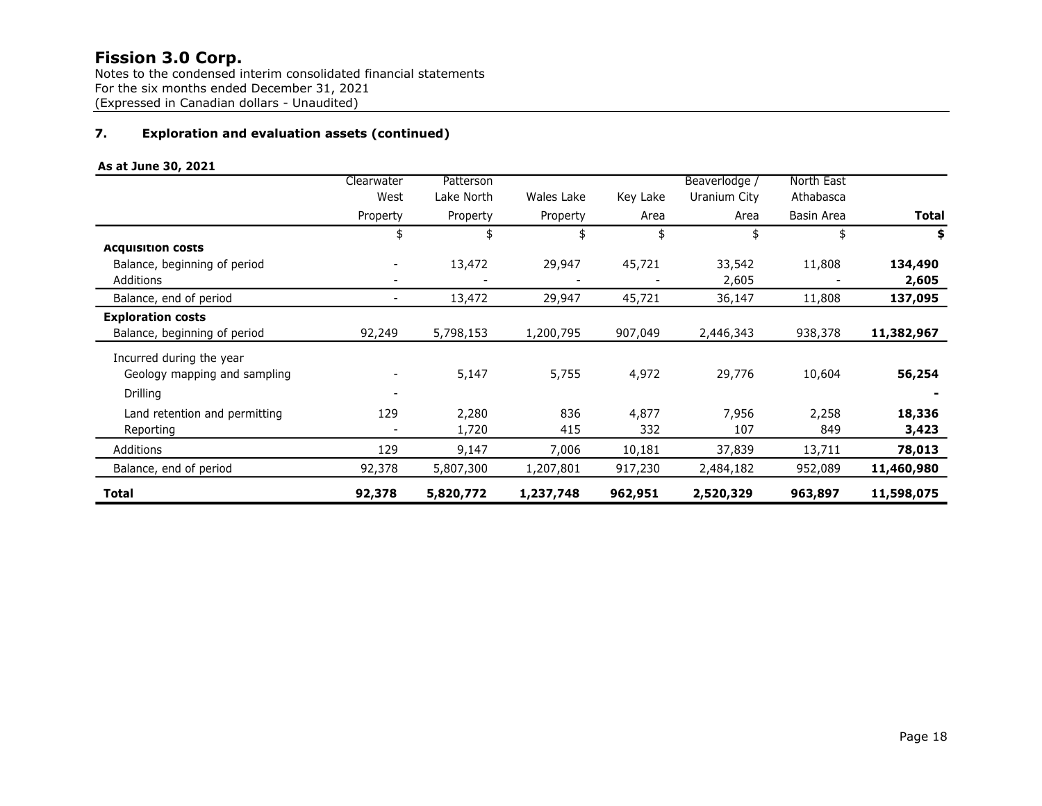# Fission 3.0 Corp.

Notes to the condensed interim consolidated financial statements
For the six months ended December 31, 2021
(Expressed in Canadian dollars - Unaudited)

## 7. Exploration and evaluation assets (continued)

**As at June 30, 2021**

| | Clearwater West Property | Patterson Lake North Property | Wales Lake Property | Key Lake Area | Beaverlodge / Uranium City Area | North East Athabasca Basin Area | **Total** |
|---|---|---|---|---|---|---|---|
| | $ | $ | $ | $ | $ | $ | **$** |
| **Acquisition costs** | | | | | | | |
| Balance, beginning of period | - | 13,472 | 29,947 | 45,721 | 33,542 | 11,808 | **134,490** |
| Additions | - | - | - | - | 2,605 | - | **2,605** |
| Balance, end of period | - | 13,472 | 29,947 | 45,721 | 36,147 | 11,808 | **137,095** |
| **Exploration costs** | | | | | | | |
| Balance, beginning of period | 92,249 | 5,798,153 | 1,200,795 | 907,049 | 2,446,343 | 938,378 | **11,382,967** |
| Incurred during the year | | | | | | | |
| Geology mapping and sampling | - | 5,147 | 5,755 | 4,972 | 29,776 | 10,604 | **56,254** |
| Drilling | - | | | | | | **-** |
| Land retention and permitting | 129 | 2,280 | 836 | 4,877 | 7,956 | 2,258 | **18,336** |
| Reporting | - | 1,720 | 415 | 332 | 107 | 849 | **3,423** |
| Additions | 129 | 9,147 | 7,006 | 10,181 | 37,839 | 13,711 | **78,013** |
| Balance, end of period | 92,378 | 5,807,300 | 1,207,801 | 917,230 | 2,484,182 | 952,089 | **11,460,980** |
| **Total** | **92,378** | **5,820,772** | **1,237,748** | **962,951** | **2,520,329** | **963,897** | **11,598,075** |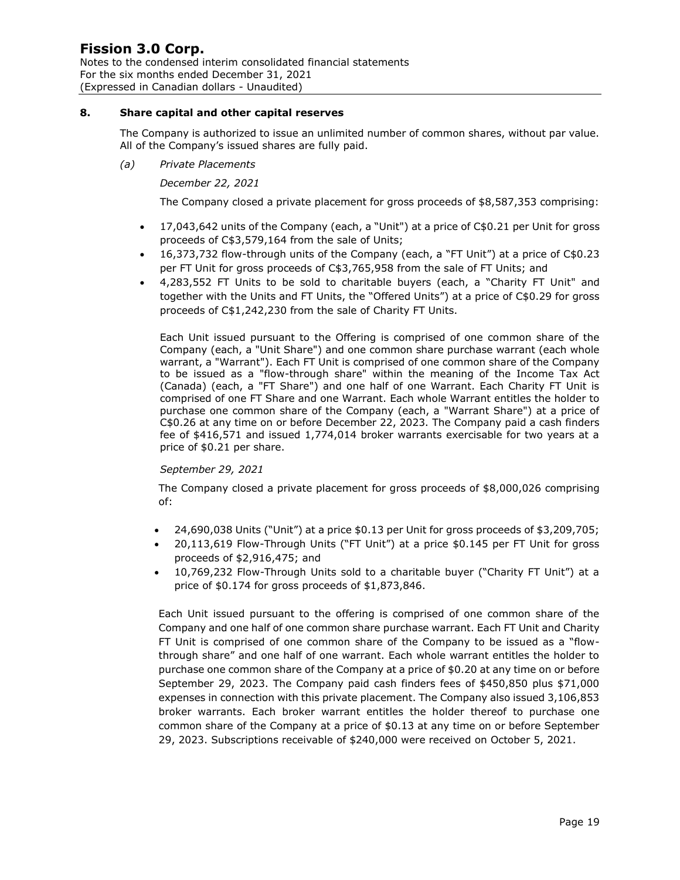## 8. Share capital and other capital reserves

The Company is authorized to issue an unlimited number of common shares, without par value. All of the Company's issued shares are fully paid.

### (a) *Private Placements*

*December 22, 2021*

The Company closed a private placement for gross proceeds of $8,587,353 comprising:

- 17,043,642 units of the Company (each, a "Unit") at a price of C$0.21 per Unit for gross proceeds of C$3,579,164 from the sale of Units;
- 16,373,732 flow-through units of the Company (each, a "FT Unit") at a price of C$0.23 per FT Unit for gross proceeds of C$3,765,958 from the sale of FT Units; and
- 4,283,552 FT Units to be sold to charitable buyers (each, a "Charity FT Unit" and together with the Units and FT Units, the "Offered Units") at a price of C$0.29 for gross proceeds of C$1,242,230 from the sale of Charity FT Units.

Each Unit issued pursuant to the Offering is comprised of one common share of the Company (each, a "Unit Share") and one common share purchase warrant (each whole warrant, a "Warrant"). Each FT Unit is comprised of one common share of the Company to be issued as a "flow-through share" within the meaning of the Income Tax Act (Canada) (each, a "FT Share") and one half of one Warrant. Each Charity FT Unit is comprised of one FT Share and one Warrant. Each whole Warrant entitles the holder to purchase one common share of the Company (each, a "Warrant Share") at a price of C$0.26 at any time on or before December 22, 2023. The Company paid a cash finders fee of $416,571 and issued 1,774,014 broker warrants exercisable for two years at a price of $0.21 per share.

*September 29, 2021*

The Company closed a private placement for gross proceeds of $8,000,026 comprising of:

- 24,690,038 Units ("Unit") at a price $0.13 per Unit for gross proceeds of $3,209,705;
- 20,113,619 Flow-Through Units ("FT Unit") at a price $0.145 per FT Unit for gross proceeds of $2,916,475; and
- 10,769,232 Flow-Through Units sold to a charitable buyer ("Charity FT Unit") at a price of $0.174 for gross proceeds of $1,873,846.

Each Unit issued pursuant to the offering is comprised of one common share of the Company and one half of one common share purchase warrant. Each FT Unit and Charity FT Unit is comprised of one common share of the Company to be issued as a "flow-through share" and one half of one warrant. Each whole warrant entitles the holder to purchase one common share of the Company at a price of $0.20 at any time on or before September 29, 2023. The Company paid cash finders fees of $450,850 plus $71,000 expenses in connection with this private placement. The Company also issued 3,106,853 broker warrants. Each broker warrant entitles the holder thereof to purchase one common share of the Company at a price of $0.13 at any time on or before September 29, 2023. Subscriptions receivable of $240,000 were received on October 5, 2021.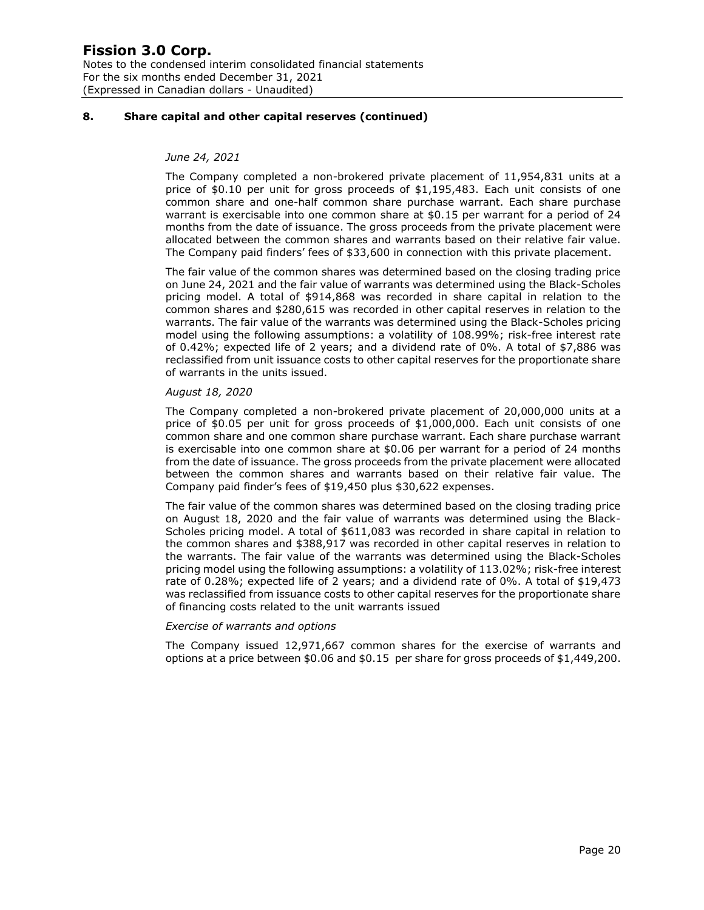## 8. Share capital and other capital reserves (continued)

*June 24, 2021*

The Company completed a non-brokered private placement of 11,954,831 units at a price of $0.10 per unit for gross proceeds of $1,195,483. Each unit consists of one common share and one-half common share purchase warrant. Each share purchase warrant is exercisable into one common share at $0.15 per warrant for a period of 24 months from the date of issuance. The gross proceeds from the private placement were allocated between the common shares and warrants based on their relative fair value. The Company paid finders' fees of $33,600 in connection with this private placement.

The fair value of the common shares was determined based on the closing trading price on June 24, 2021 and the fair value of warrants was determined using the Black-Scholes pricing model. A total of $914,868 was recorded in share capital in relation to the common shares and $280,615 was recorded in other capital reserves in relation to the warrants. The fair value of the warrants was determined using the Black-Scholes pricing model using the following assumptions: a volatility of 108.99%; risk-free interest rate of 0.42%; expected life of 2 years; and a dividend rate of 0%. A total of $7,886 was reclassified from unit issuance costs to other capital reserves for the proportionate share of warrants in the units issued.

*August 18, 2020*

The Company completed a non-brokered private placement of 20,000,000 units at a price of $0.05 per unit for gross proceeds of $1,000,000. Each unit consists of one common share and one common share purchase warrant. Each share purchase warrant is exercisable into one common share at $0.06 per warrant for a period of 24 months from the date of issuance. The gross proceeds from the private placement were allocated between the common shares and warrants based on their relative fair value. The Company paid finder's fees of $19,450 plus $30,622 expenses.

The fair value of the common shares was determined based on the closing trading price on August 18, 2020 and the fair value of warrants was determined using the Black-Scholes pricing model. A total of $611,083 was recorded in share capital in relation to the common shares and $388,917 was recorded in other capital reserves in relation to the warrants. The fair value of the warrants was determined using the Black-Scholes pricing model using the following assumptions: a volatility of 113.02%; risk-free interest rate of 0.28%; expected life of 2 years; and a dividend rate of 0%. A total of $19,473 was reclassified from issuance costs to other capital reserves for the proportionate share of financing costs related to the unit warrants issued

*Exercise of warrants and options*

The Company issued 12,971,667 common shares for the exercise of warrants and options at a price between $0.06 and $0.15 per share for gross proceeds of $1,449,200.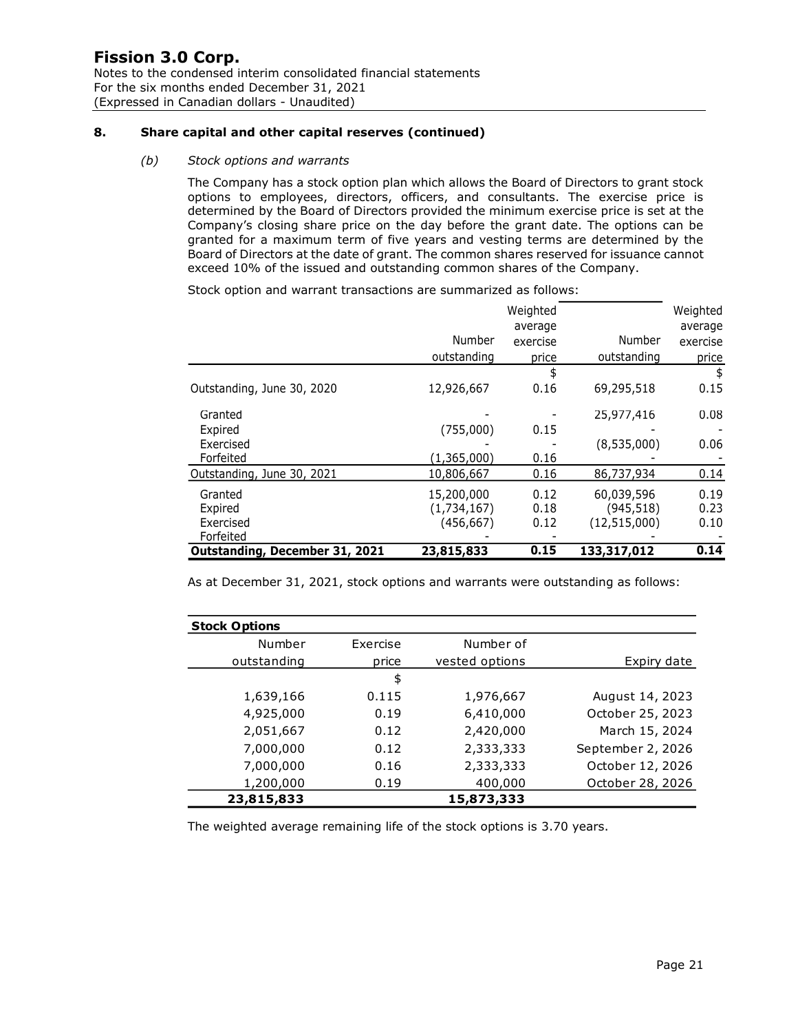## 8. Share capital and other capital reserves (continued)

### (b) *Stock options and warrants*

The Company has a stock option plan which allows the Board of Directors to grant stock options to employees, directors, officers, and consultants. The exercise price is determined by the Board of Directors provided the minimum exercise price is set at the Company's closing share price on the day before the grant date. The options can be granted for a maximum term of five years and vesting terms are determined by the Board of Directors at the date of grant. The common shares reserved for issuance cannot exceed 10% of the issued and outstanding common shares of the Company.

Stock option and warrant transactions are summarized as follows:

| | Number outstanding | Weighted average exercise price | Number outstanding | Weighted average exercise price |
|---|---|---|---|---|
| | | $ | | $ |
| Outstanding, June 30, 2020 | 12,926,667 | 0.16 | 69,295,518 | 0.15 |
| Granted | - | - | 25,977,416 | 0.08 |
| Expired | (755,000) | 0.15 | - | - |
| Exercised | - | - | (8,535,000) | 0.06 |
| Forfeited | (1,365,000) | 0.16 | - | - |
| Outstanding, June 30, 2021 | 10,806,667 | 0.16 | 86,737,934 | 0.14 |
| Granted | 15,200,000 | 0.12 | 60,039,596 | 0.19 |
| Expired | (1,734,167) | 0.18 | (945,518) | 0.23 |
| Exercised | (456,667) | 0.12 | (12,515,000) | 0.10 |
| Forfeited | - | - | - | - |
| **Outstanding, December 31, 2021** | **23,815,833** | **0.15** | **133,317,012** | **0.14** |

As at December 31, 2021, stock options and warrants were outstanding as follows:

| **Stock Options** | | | |
|---|---|---|---|
| Number outstanding | Exercise price | Number of vested options | Expiry date |
| | $ | | |
| 1,639,166 | 0.115 | 1,976,667 | August 14, 2023 |
| 4,925,000 | 0.19 | 6,410,000 | October 25, 2023 |
| 2,051,667 | 0.12 | 2,420,000 | March 15, 2024 |
| 7,000,000 | 0.12 | 2,333,333 | September 2, 2026 |
| 7,000,000 | 0.16 | 2,333,333 | October 12, 2026 |
| 1,200,000 | 0.19 | 400,000 | October 28, 2026 |
| **23,815,833** | | **15,873,333** | |

The weighted average remaining life of the stock options is 3.70 years.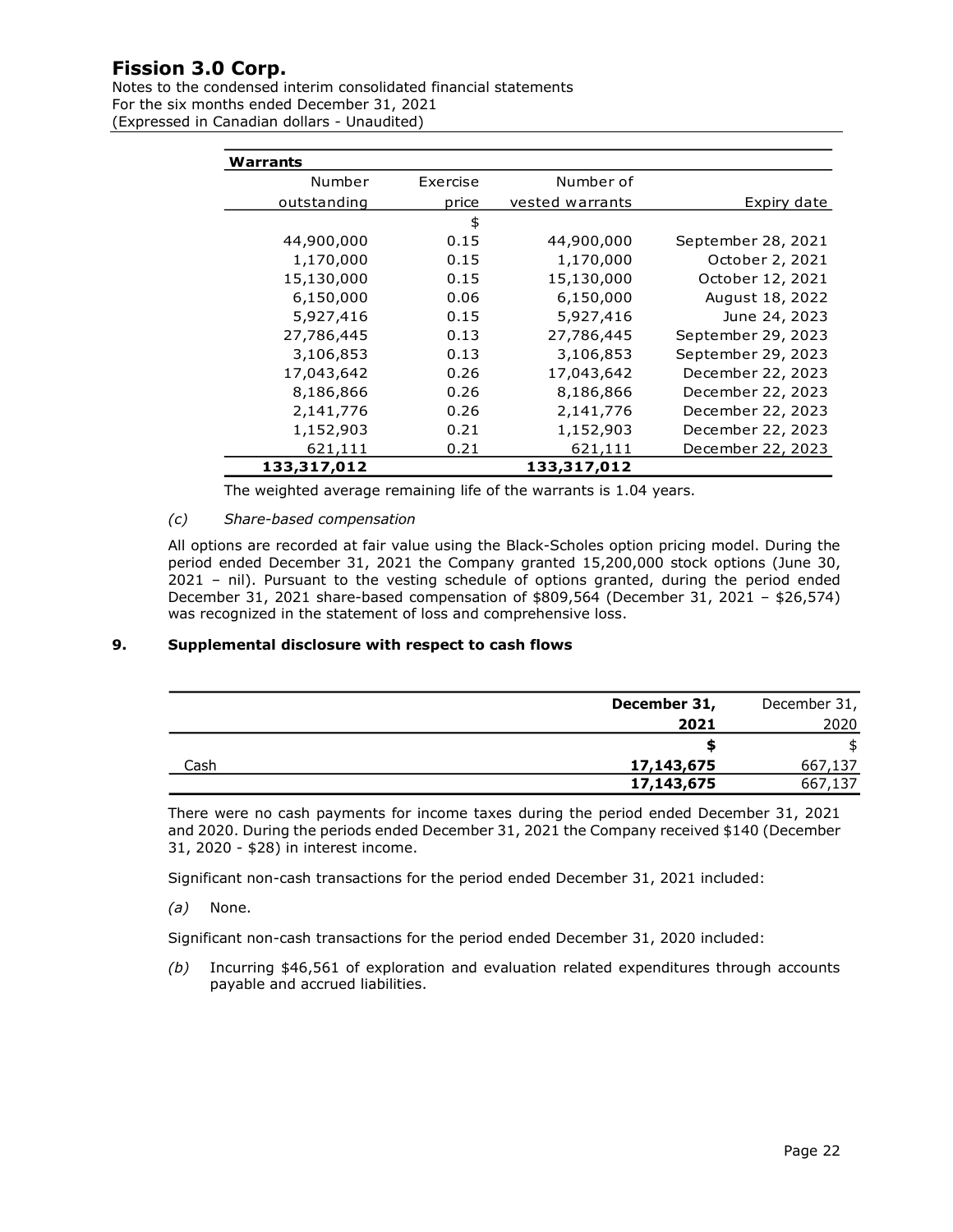**Warrants**

| Number outstanding | Exercise price | Number of vested warrants | Expiry date |
|---:|---:|---:|---:|
| | $ | | |
| 44,900,000 | 0.15 | 44,900,000 | September 28, 2021 |
| 1,170,000 | 0.15 | 1,170,000 | October 2, 2021 |
| 15,130,000 | 0.15 | 15,130,000 | October 12, 2021 |
| 6,150,000 | 0.06 | 6,150,000 | August 18, 2022 |
| 5,927,416 | 0.15 | 5,927,416 | June 24, 2023 |
| 27,786,445 | 0.13 | 27,786,445 | September 29, 2023 |
| 3,106,853 | 0.13 | 3,106,853 | September 29, 2023 |
| 17,043,642 | 0.26 | 17,043,642 | December 22, 2023 |
| 8,186,866 | 0.26 | 8,186,866 | December 22, 2023 |
| 2,141,776 | 0.26 | 2,141,776 | December 22, 2023 |
| 1,152,903 | 0.21 | 1,152,903 | December 22, 2023 |
| 621,111 | 0.21 | 621,111 | December 22, 2023 |
| **133,317,012** | | **133,317,012** | |

The weighted average remaining life of the warrants is 1.04 years.

*(c) Share-based compensation*

All options are recorded at fair value using the Black-Scholes option pricing model. During the period ended December 31, 2021 the Company granted 15,200,000 stock options (June 30, 2021 – nil). Pursuant to the vesting schedule of options granted, during the period ended December 31, 2021 share-based compensation of $809,564 (December 31, 2021 – $26,574) was recognized in the statement of loss and comprehensive loss.

## 9. Supplemental disclosure with respect to cash flows

| | **December 31, 2021** | December 31, 2020 |
|---|---:|---:|
| | **$** | $ |
| Cash | **17,143,675** | 667,137 |
| | **17,143,675** | 667,137 |

There were no cash payments for income taxes during the period ended December 31, 2021 and 2020. During the periods ended December 31, 2021 the Company received $140 (December 31, 2020 - $28) in interest income.

Significant non-cash transactions for the period ended December 31, 2021 included:

*(a)* None.

Significant non-cash transactions for the period ended December 31, 2020 included:

*(b)* Incurring $46,561 of exploration and evaluation related expenditures through accounts payable and accrued liabilities.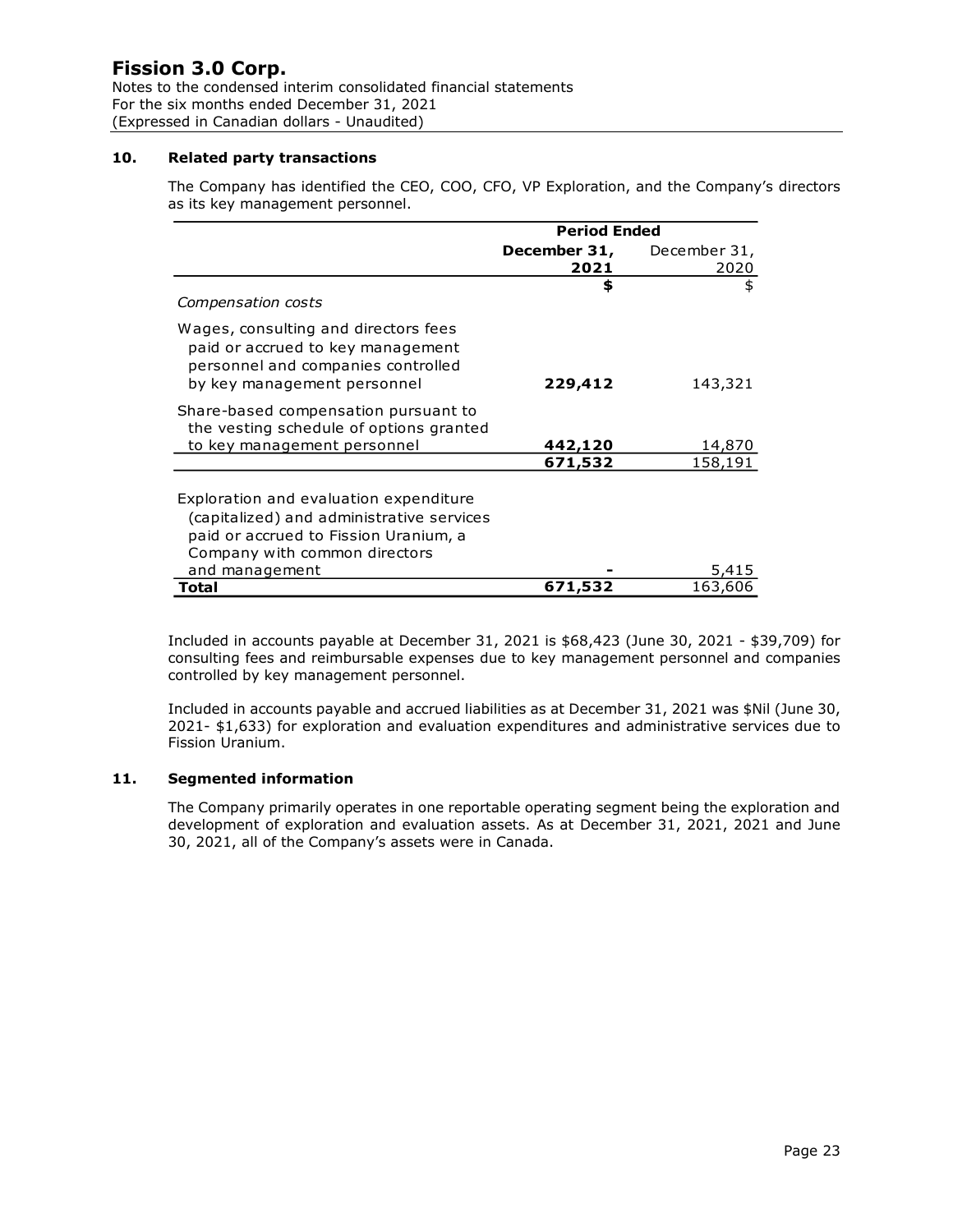## 10. Related party transactions

The Company has identified the CEO, COO, CFO, VP Exploration, and the Company's directors as its key management personnel.

| | Period Ended | |
|---|---|---|
| | **December 31, 2021** | December 31, 2020 |
| | **$** | $ |
| *Compensation costs* | | |
| Wages, consulting and directors fees paid or accrued to key management personnel and companies controlled by key management personnel | **229,412** | 143,321 |
| Share-based compensation pursuant to the vesting schedule of options granted to key management personnel | **442,120** | 14,870 |
| | **671,532** | 158,191 |
| Exploration and evaluation expenditure (capitalized) and administrative services paid or accrued to Fission Uranium, a Company with common directors and management | **-** | 5,415 |
| **Total** | **671,532** | 163,606 |

Included in accounts payable at December 31, 2021 is $68,423 (June 30, 2021 - $39,709) for consulting fees and reimbursable expenses due to key management personnel and companies controlled by key management personnel.

Included in accounts payable and accrued liabilities as at December 31, 2021 was $Nil (June 30, 2021- $1,633) for exploration and evaluation expenditures and administrative services due to Fission Uranium.

## 11. Segmented information

The Company primarily operates in one reportable operating segment being the exploration and development of exploration and evaluation assets. As at December 31, 2021, 2021 and June 30, 2021, all of the Company's assets were in Canada.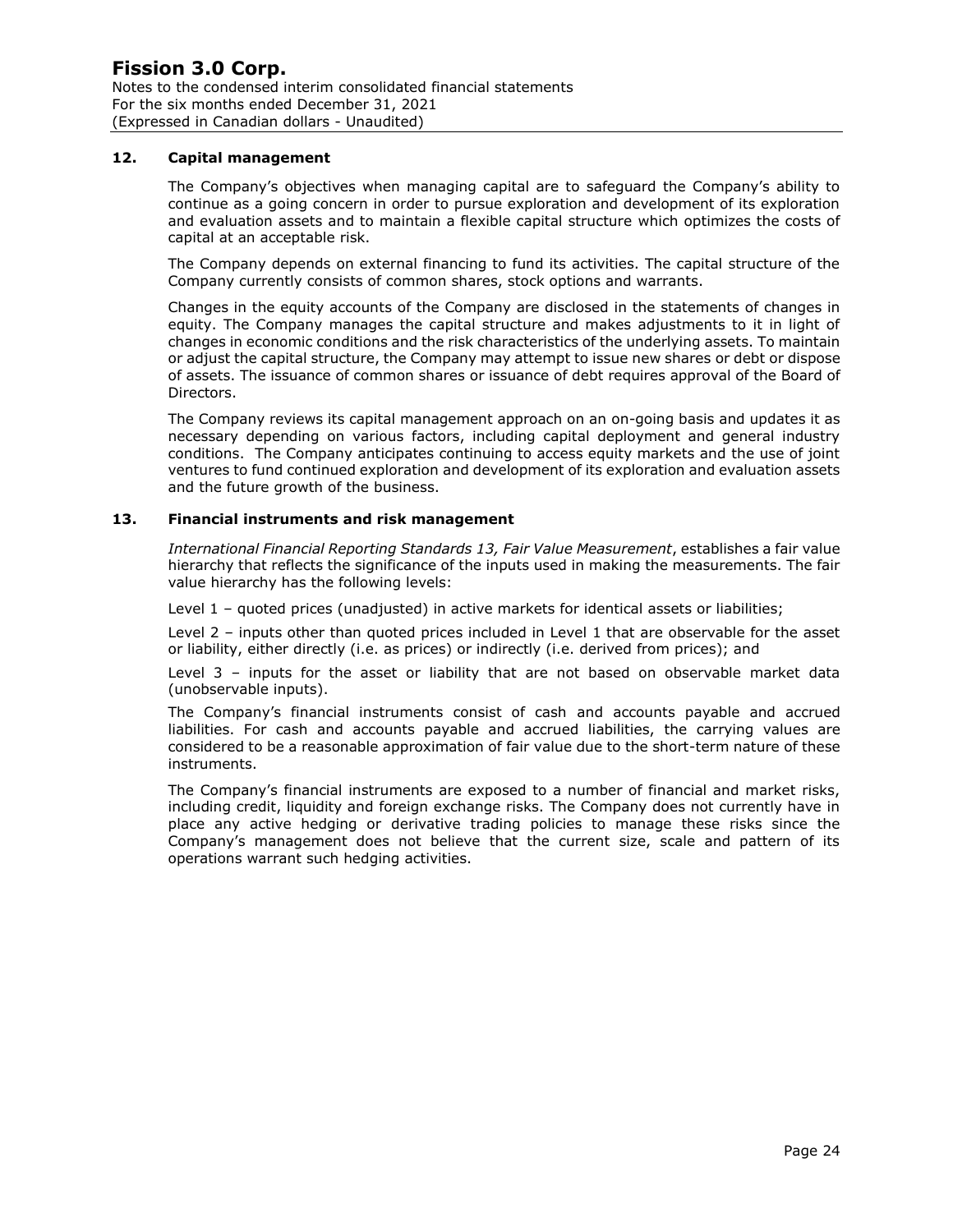## 12. Capital management

The Company's objectives when managing capital are to safeguard the Company's ability to continue as a going concern in order to pursue exploration and development of its exploration and evaluation assets and to maintain a flexible capital structure which optimizes the costs of capital at an acceptable risk.

The Company depends on external financing to fund its activities. The capital structure of the Company currently consists of common shares, stock options and warrants.

Changes in the equity accounts of the Company are disclosed in the statements of changes in equity. The Company manages the capital structure and makes adjustments to it in light of changes in economic conditions and the risk characteristics of the underlying assets. To maintain or adjust the capital structure, the Company may attempt to issue new shares or debt or dispose of assets. The issuance of common shares or issuance of debt requires approval of the Board of Directors.

The Company reviews its capital management approach on an on-going basis and updates it as necessary depending on various factors, including capital deployment and general industry conditions. The Company anticipates continuing to access equity markets and the use of joint ventures to fund continued exploration and development of its exploration and evaluation assets and the future growth of the business.

## 13. Financial instruments and risk management

*International Financial Reporting Standards 13, Fair Value Measurement*, establishes a fair value hierarchy that reflects the significance of the inputs used in making the measurements. The fair value hierarchy has the following levels:

Level 1 – quoted prices (unadjusted) in active markets for identical assets or liabilities;

Level 2 – inputs other than quoted prices included in Level 1 that are observable for the asset or liability, either directly (i.e. as prices) or indirectly (i.e. derived from prices); and

Level 3 – inputs for the asset or liability that are not based on observable market data (unobservable inputs).

The Company's financial instruments consist of cash and accounts payable and accrued liabilities. For cash and accounts payable and accrued liabilities, the carrying values are considered to be a reasonable approximation of fair value due to the short-term nature of these instruments.

The Company's financial instruments are exposed to a number of financial and market risks, including credit, liquidity and foreign exchange risks. The Company does not currently have in place any active hedging or derivative trading policies to manage these risks since the Company's management does not believe that the current size, scale and pattern of its operations warrant such hedging activities.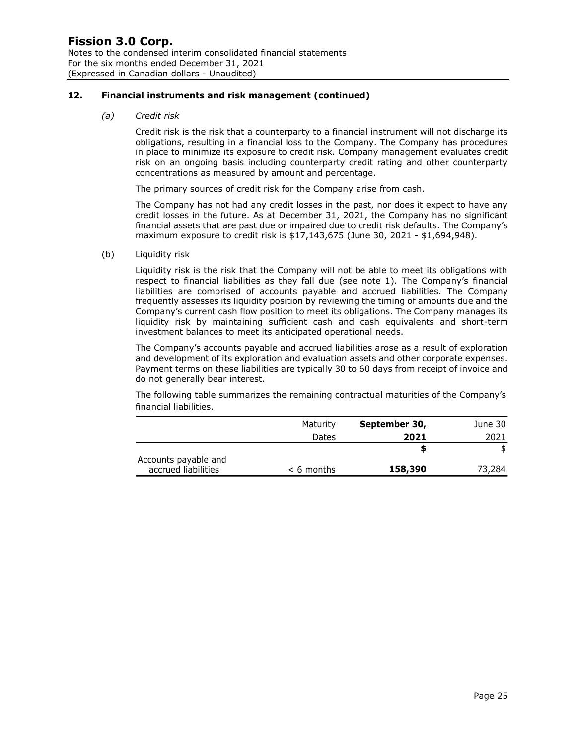## 12. Financial instruments and risk management (continued)

*(a) Credit risk*

Credit risk is the risk that a counterparty to a financial instrument will not discharge its obligations, resulting in a financial loss to the Company. The Company has procedures in place to minimize its exposure to credit risk. Company management evaluates credit risk on an ongoing basis including counterparty credit rating and other counterparty concentrations as measured by amount and percentage.

The primary sources of credit risk for the Company arise from cash.

The Company has not had any credit losses in the past, nor does it expect to have any credit losses in the future. As at December 31, 2021, the Company has no significant financial assets that are past due or impaired due to credit risk defaults. The Company's maximum exposure to credit risk is $17,143,675 (June 30, 2021 - $1,694,948).

(b) Liquidity risk

Liquidity risk is the risk that the Company will not be able to meet its obligations with respect to financial liabilities as they fall due (see note 1). The Company's financial liabilities are comprised of accounts payable and accrued liabilities. The Company frequently assesses its liquidity position by reviewing the timing of amounts due and the Company's current cash flow position to meet its obligations. The Company manages its liquidity risk by maintaining sufficient cash and cash equivalents and short-term investment balances to meet its anticipated operational needs.

The Company's accounts payable and accrued liabilities arose as a result of exploration and development of its exploration and evaluation assets and other corporate expenses. Payment terms on these liabilities are typically 30 to 60 days from receipt of invoice and do not generally bear interest.

The following table summarizes the remaining contractual maturities of the Company's financial liabilities.

| | Maturity Dates | **September 30, 2021** | June 30 2021 |
|---|---|---|---|
| | | **$** | $ |
| Accounts payable and accrued liabilities | < 6 months | **158,390** | 73,284 |